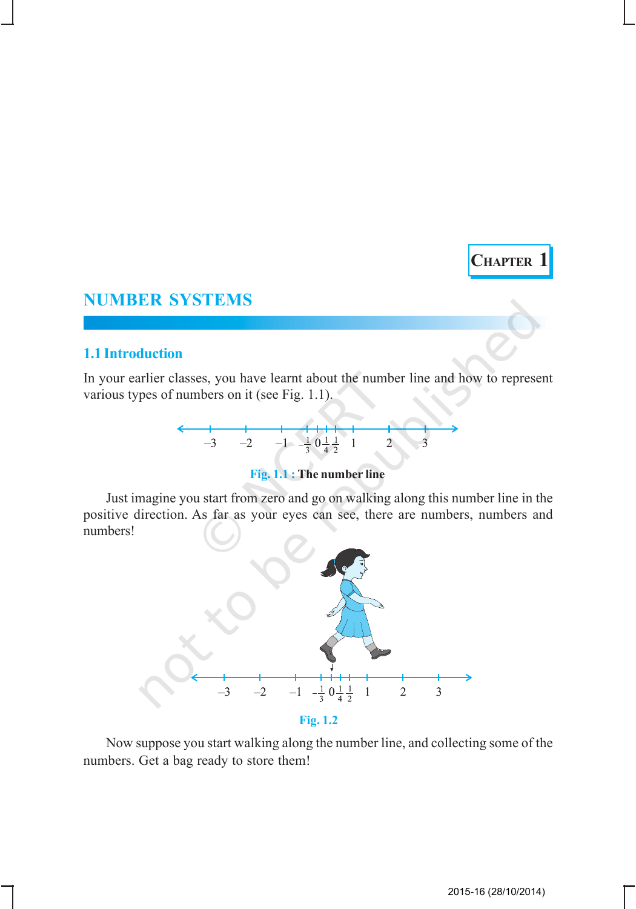CHAPTER 1

# NUMBER SYSTEMS

## 1.1 Introduction

In your earlier classes, you have learnt about the number line and how to represent various types of numbers on it (see Fig. 1.1).

**Fig. 1.1 : The number line**

Just imagine you start from zero and go on walking along this number line in the positive direction. As far as your eyes can see, there are numbers, numbers and numbers!

**Fig. 1.2**

Now suppose you start walking along the number line, and collecting some of the numbers. Get a bag ready to store them!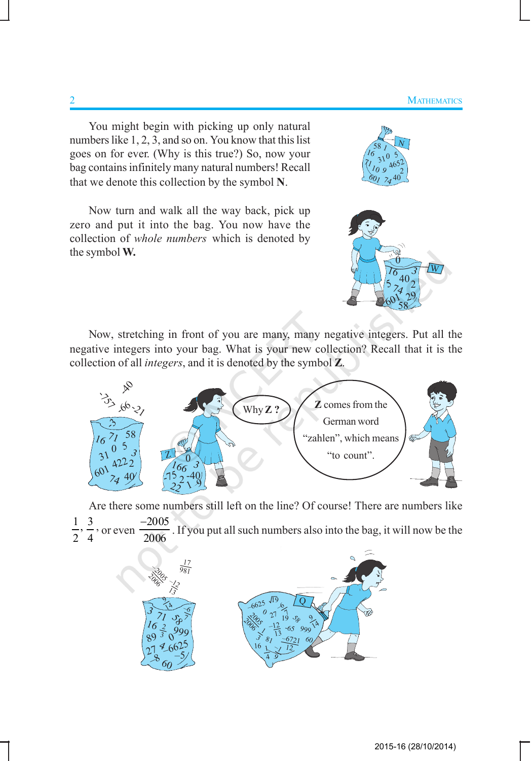You might begin with picking up only natural numbers like 1, 2, 3, and so on. You know that this list goes on for ever. (Why is this true?) So, now your bag contains infinitely many natural numbers! Recall that we denote this collection by the symbol **N**.

Now turn and walk all the way back, pick up zero and put it into the bag. You now have the collection of *whole numbers* which is denoted by the symbol **W.**

Now, stretching in front of you are many, many negative integers. Put all the negative integers into your bag. What is your new collection? Recall that it is the collection of all *integers*, and it is denoted by the symbol **Z**.

Why **Z** ?

**Z** comes from the German word "zahlen", which means "to count".

Are there some numbers still left on the line? Of course! There are numbers like $\frac{1}{2}, \frac{3}{4}$, or even $\frac{-2005}{2006}$. If you put all such numbers also into the bag, it will now be the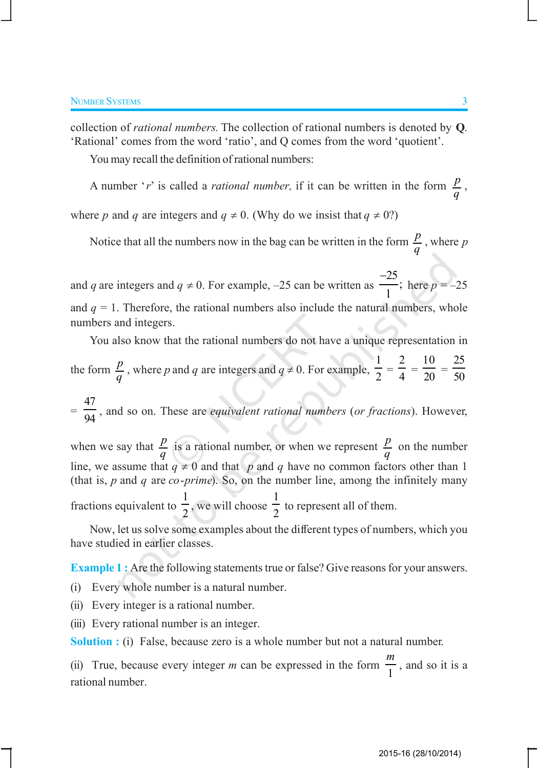collection of *rational numbers*. The collection of rational numbers is denoted by **Q**. 'Rational' comes from the word 'ratio', and Q comes from the word 'quotient'.

You may recall the definition of rational numbers:

A number '$r$' is called a *rational number,* if it can be written in the form $\frac{p}{q}$, where $p$ and $q$ are integers and $q \neq 0$. (Why do we insist that $q \neq 0$?)

Notice that all the numbers now in the bag can be written in the form $\frac{p}{q}$, where $p$ and $q$ are integers and $q \neq 0$. For example, –25 can be written as $\frac{-25}{1}$; here $p = -25$ and $q = 1$. Therefore, the rational numbers also include the natural numbers, whole numbers and integers.

You also know that the rational numbers do not have a unique representation in the form $\frac{p}{q}$, where $p$ and $q$ are integers and $q \neq 0$. For example, $\frac{1}{2} = \frac{2}{4} = \frac{10}{20} = \frac{25}{50} = \frac{47}{94}$, and so on. These are *equivalent rational numbers* (*or fractions*). However, when we say that $\frac{p}{q}$ is a rational number, or when we represent $\frac{p}{q}$ on the number line, we assume that $q \neq 0$ and that $p$ and $q$ have no common factors other than 1 (that is, $p$ and $q$ are *co-prime*). So, on the number line, among the infinitely many fractions equivalent to $\frac{1}{2}$, we will choose $\frac{1}{2}$ to represent all of them.

Now, let us solve some examples about the different types of numbers, which you have studied in earlier classes.

**Example 1 :** Are the following statements true or false? Give reasons for your answers.

(i) Every whole number is a natural number.

(ii) Every integer is a rational number.

(iii) Every rational number is an integer.

**Solution :** (i) False, because zero is a whole number but not a natural number.

(ii) True, because every integer $m$ can be expressed in the form $\frac{m}{1}$, and so it is a rational number.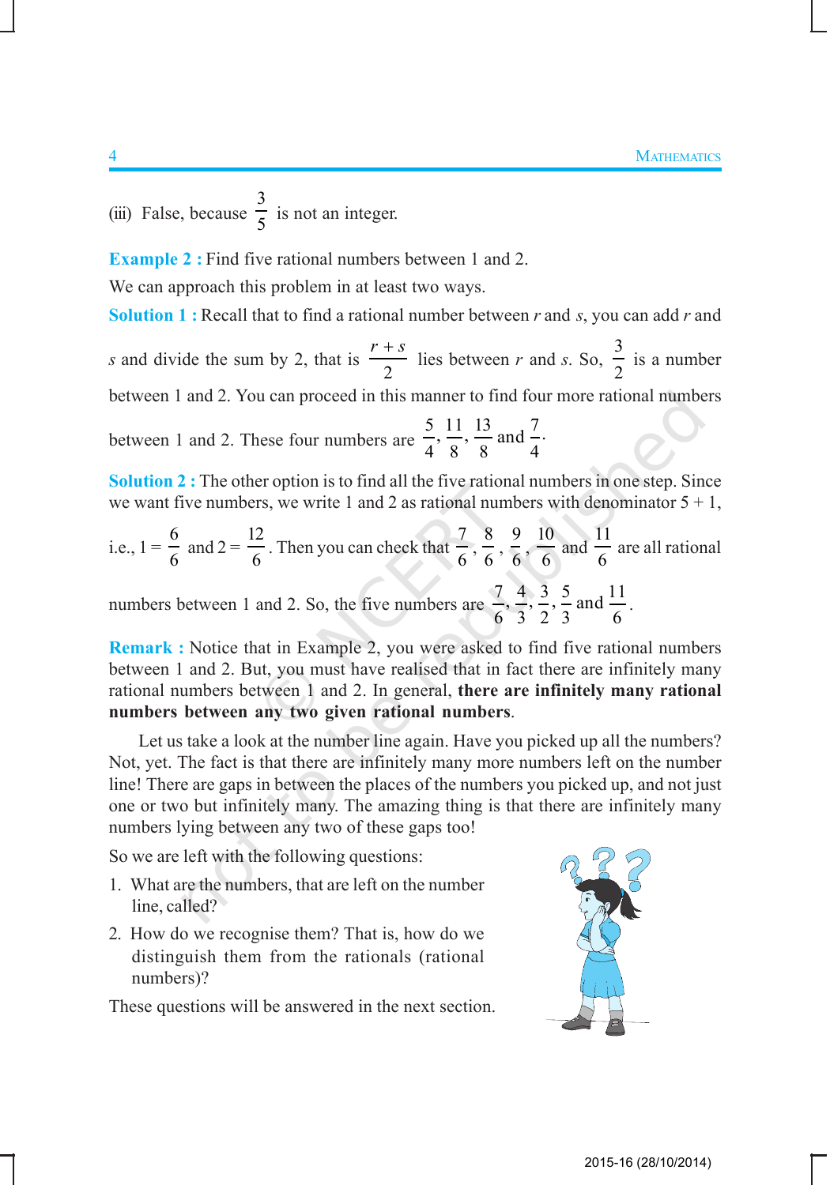(iii) False, because $\frac{3}{5}$ is not an integer.

**Example 2 :** Find five rational numbers between 1 and 2.

We can approach this problem in at least two ways.

**Solution 1 :** Recall that to find a rational number between $r$ and $s$, you can add $r$ and $s$ and divide the sum by 2, that is $\frac{r+s}{2}$ lies between $r$ and $s$. So, $\frac{3}{2}$ is a number between 1 and 2. You can proceed in this manner to find four more rational numbers between 1 and 2. These four numbers are $\frac{5}{4}, \frac{11}{8}, \frac{13}{8}$ and $\frac{7}{4}$.

**Solution 2 :** The other option is to find all the five rational numbers in one step. Since we want five numbers, we write 1 and 2 as rational numbers with denominator 5 + 1, i.e., $1 = \frac{6}{6}$ and $2 = \frac{12}{6}$. Then you can check that $\frac{7}{6}, \frac{8}{6}, \frac{9}{6}, \frac{10}{6}$ and $\frac{11}{6}$ are all rational numbers between 1 and 2. So, the five numbers are $\frac{7}{6}, \frac{4}{3}, \frac{3}{2}, \frac{5}{3}$ and $\frac{11}{6}$.

**Remark :** Notice that in Example 2, you were asked to find five rational numbers between 1 and 2. But, you must have realised that in fact there are infinitely many rational numbers between 1 and 2. In general, **there are infinitely many rational numbers between any two given rational numbers**.

Let us take a look at the number line again. Have you picked up all the numbers? Not, yet. The fact is that there are infinitely many more numbers left on the number line! There are gaps in between the places of the numbers you picked up, and not just one or two but infinitely many. The amazing thing is that there are infinitely many numbers lying between any two of these gaps too!

So we are left with the following questions:

1. What are the numbers, that are left on the number line, called?
2. How do we recognise them? That is, how do we distinguish them from the rationals (rational numbers)?

These questions will be answered in the next section.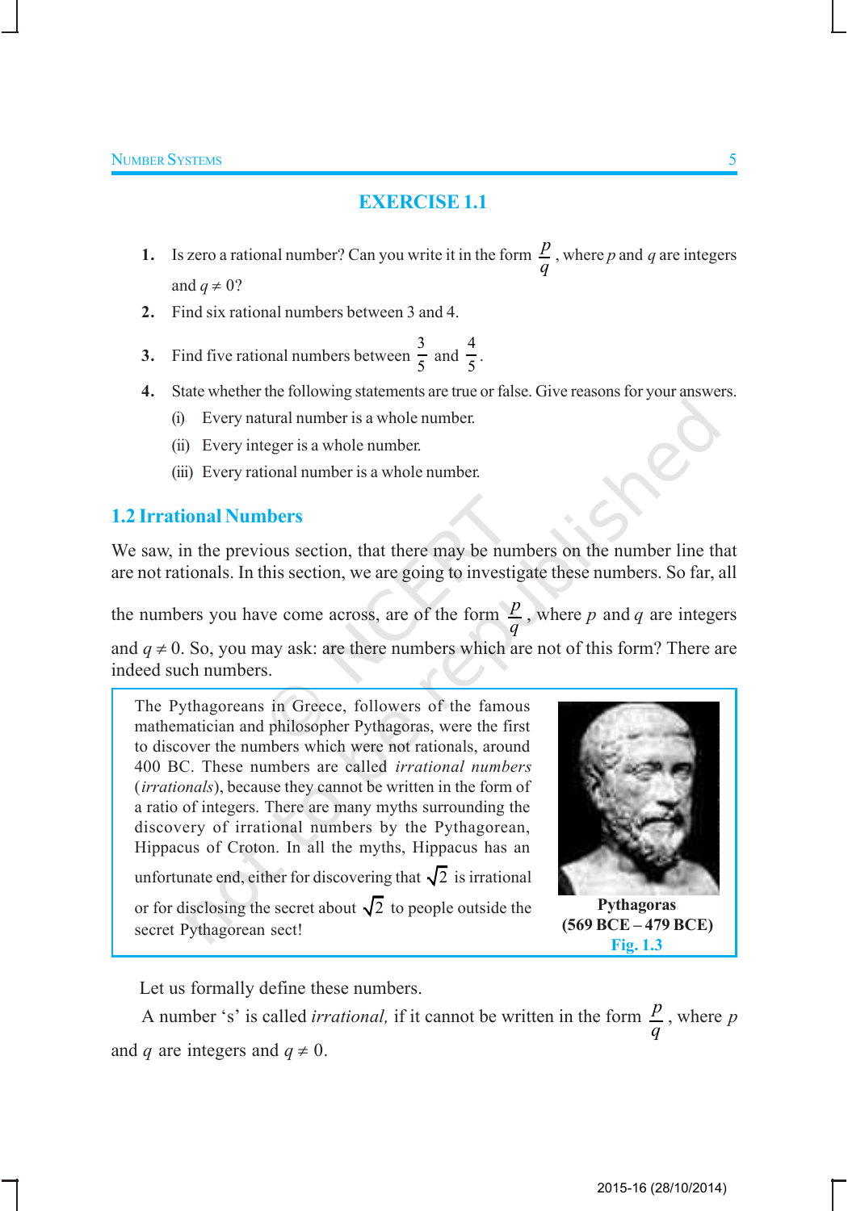## EXERCISE 1.1

1. Is zero a rational number? Can you write it in the form $\frac{p}{q}$, where $p$ and $q$ are integers and $q \neq 0$?
2. Find six rational numbers between 3 and 4.
3. Find five rational numbers between $\frac{3}{5}$ and $\frac{4}{5}$.
4. State whether the following statements are true or false. Give reasons for your answers.
   - (i) Every natural number is a whole number.
   - (ii) Every integer is a whole number.
   - (iii) Every rational number is a whole number.

## 1.2 Irrational Numbers

We saw, in the previous section, that there may be numbers on the number line that are not rationals. In this section, we are going to investigate these numbers. So far, all the numbers you have come across, are of the form $\frac{p}{q}$, where $p$ and $q$ are integers and $q \neq 0$. So, you may ask: are there numbers which are not of this form? There are indeed such numbers.

The Pythagoreans in Greece, followers of the famous mathematician and philosopher Pythagoras, were the first to discover the numbers which were not rationals, around 400 BC. These numbers are called *irrational numbers* (*irrationals*), because they cannot be written in the form of a ratio of integers. There are many myths surrounding the discovery of irrational numbers by the Pythagorean, Hippacus of Croton. In all the myths, Hippacus has an unfortunate end, either for discovering that $\sqrt{2}$ is irrational or for disclosing the secret about $\sqrt{2}$ to people outside the secret Pythagorean sect!

**Pythagoras**
**(569 BCE – 479 BCE)**
Fig. 1.3

Let us formally define these numbers.

A number 's' is called *irrational,* if it cannot be written in the form $\frac{p}{q}$, where $p$ and $q$ are integers and $q \neq 0$.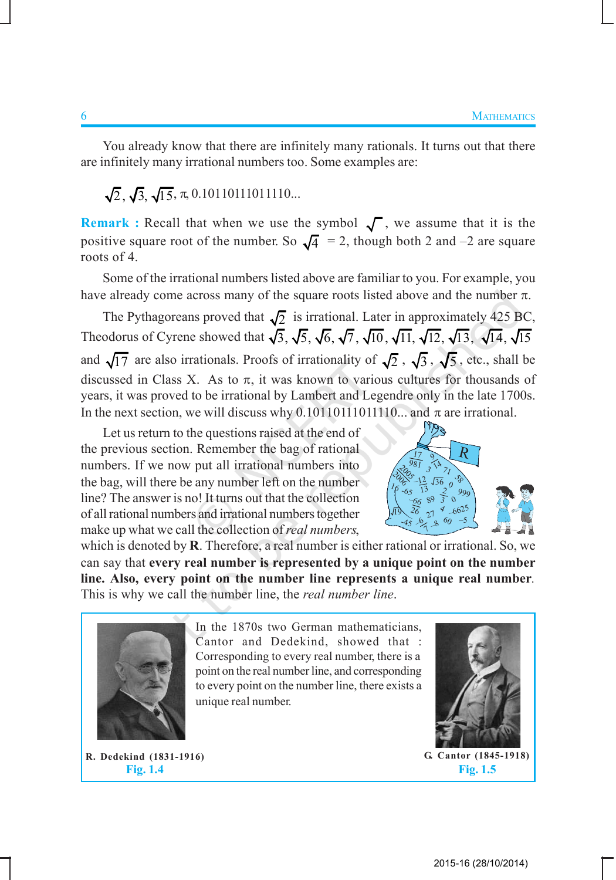You already know that there are infinitely many rationals. It turns out that there are infinitely many irrational numbers too. Some examples are:

$\sqrt{2}, \sqrt{3}, \sqrt{15}, \pi, 0.10110111011110...$

**Remark :** Recall that when we use the symbol $\sqrt{\ }$, we assume that it is the positive square root of the number. So $\sqrt{4} = 2$, though both 2 and $-2$ are square roots of 4.

Some of the irrational numbers listed above are familiar to you. For example, you have already come across many of the square roots listed above and the number $\pi$.

The Pythagoreans proved that $\sqrt{2}$ is irrational. Later in approximately 425 BC, Theodorus of Cyrene showed that $\sqrt{3}, \sqrt{5}, \sqrt{6}, \sqrt{7}, \sqrt{10}, \sqrt{11}, \sqrt{12}, \sqrt{13}, \sqrt{14}, \sqrt{15}$ and $\sqrt{17}$ are also irrationals. Proofs of irrationality of $\sqrt{2}$, $\sqrt{3}$, $\sqrt{5}$, etc., shall be discussed in Class X. As to $\pi$, it was known to various cultures for thousands of years, it was proved to be irrational by Lambert and Legendre only in the late 1700s. In the next section, we will discuss why $0.10110111011110...$ and $\pi$ are irrational.

Let us return to the questions raised at the end of the previous section. Remember the bag of rational numbers. If we now put all irrational numbers into the bag, will there be any number left on the number line? The answer is no! It turns out that the collection of all rational numbers and irrational numbers together make up what we call the collection of *real numbers*, which is denoted by **R**. Therefore, a real number is either rational or irrational. So, we can say that **every real number is represented by a unique point on the number line. Also, every point on the number line represents a unique real number**. This is why we call the number line, the *real number line*.

In the 1870s two German mathematicians, Cantor and Dedekind, showed that : Corresponding to every real number, there is a point on the real number line, and corresponding to every point on the number line, there exists a unique real number.

R. Dedekind (1831-1916)
Fig. 1.4

G. Cantor (1845-1918)
Fig. 1.5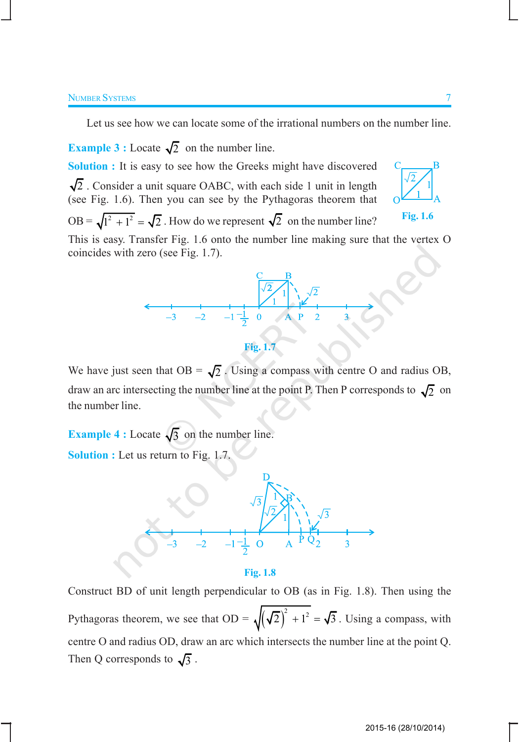Let us see how we can locate some of the irrational numbers on the number line.

**Example 3 :** Locate $\sqrt{2}$ on the number line.

**Solution :** It is easy to see how the Greeks might have discovered $\sqrt{2}$. Consider a unit square OABC, with each side 1 unit in length (see Fig. 1.6). Then you can see by the Pythagoras theorem that $OB = \sqrt{1^2 + 1^2} = \sqrt{2}$. How do we represent $\sqrt{2}$ on the number line?

Fig. 1.6

This is easy. Transfer Fig. 1.6 onto the number line making sure that the vertex O coincides with zero (see Fig. 1.7).

Fig. 1.7

We have just seen that OB = $\sqrt{2}$. Using a compass with centre O and radius OB, draw an arc intersecting the number line at the point P. Then P corresponds to $\sqrt{2}$ on the number line.

**Example 4 :** Locate $\sqrt{3}$ on the number line.

**Solution :** Let us return to Fig. 1.7.

Fig. 1.8

Construct BD of unit length perpendicular to OB (as in Fig. 1.8). Then using the Pythagoras theorem, we see that $OD = \sqrt{\left(\sqrt{2}\right)^2 + 1^2} = \sqrt{3}$. Using a compass, with centre O and radius OD, draw an arc which intersects the number line at the point Q. Then Q corresponds to $\sqrt{3}$.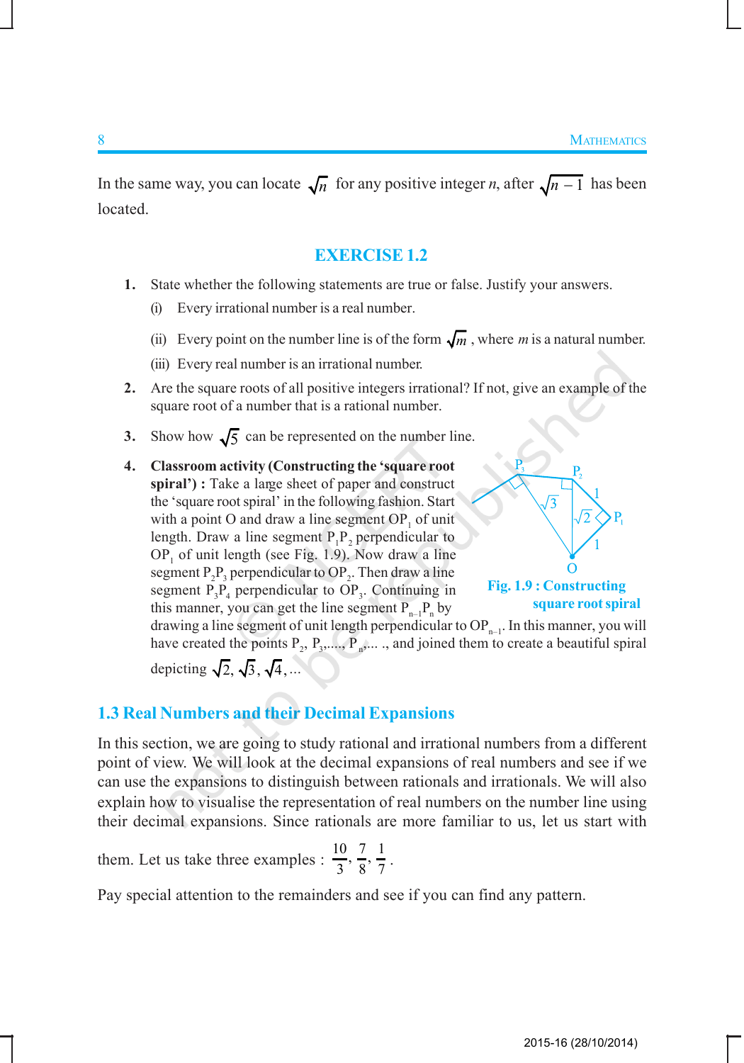In the same way, you can locate $\sqrt{n}$ for any positive integer $n$, after $\sqrt{n-1}$ has been located.

## EXERCISE 1.2

1. State whether the following statements are true or false. Justify your answers.

   (i) Every irrational number is a real number.

   (ii) Every point on the number line is of the form $\sqrt{m}$, where $m$ is a natural number.

   (iii) Every real number is an irrational number.

2. Are the square roots of all positive integers irrational? If not, give an example of the square root of a number that is a rational number.

3. Show how $\sqrt{5}$ can be represented on the number line.

4. **Classroom activity (Constructing the 'square root spiral') :** Take a large sheet of paper and construct the 'square root spiral' in the following fashion. Start with a point O and draw a line segment $OP_1$ of unit length. Draw a line segment $P_1P_2$ perpendicular to $OP_1$ of unit length (see Fig. 1.9). Now draw a line segment $P_2P_3$ perpendicular to $OP_2$. Then draw a line segment $P_3P_4$ perpendicular to $OP_3$. Continuing in this manner, you can get the line segment $P_{n-1}P_n$ by drawing a line segment of unit length perpendicular to $OP_{n-1}$. In this manner, you will have created the points $P_2$, $P_3$,...., $P_n$,... ., and joined them to create a beautiful spiral depicting $\sqrt{2}, \sqrt{3}, \sqrt{4}, ...$

**Fig. 1.9 : Constructing square root spiral**

## 1.3 Real Numbers and their Decimal Expansions

In this section, we are going to study rational and irrational numbers from a different point of view. We will look at the decimal expansions of real numbers and see if we can use the expansions to distinguish between rationals and irrationals. We will also explain how to visualise the representation of real numbers on the number line using their decimal expansions. Since rationals are more familiar to us, let us start with them. Let us take three examples : $\frac{10}{3}, \frac{7}{8}, \frac{1}{7}$.

Pay special attention to the remainders and see if you can find any pattern.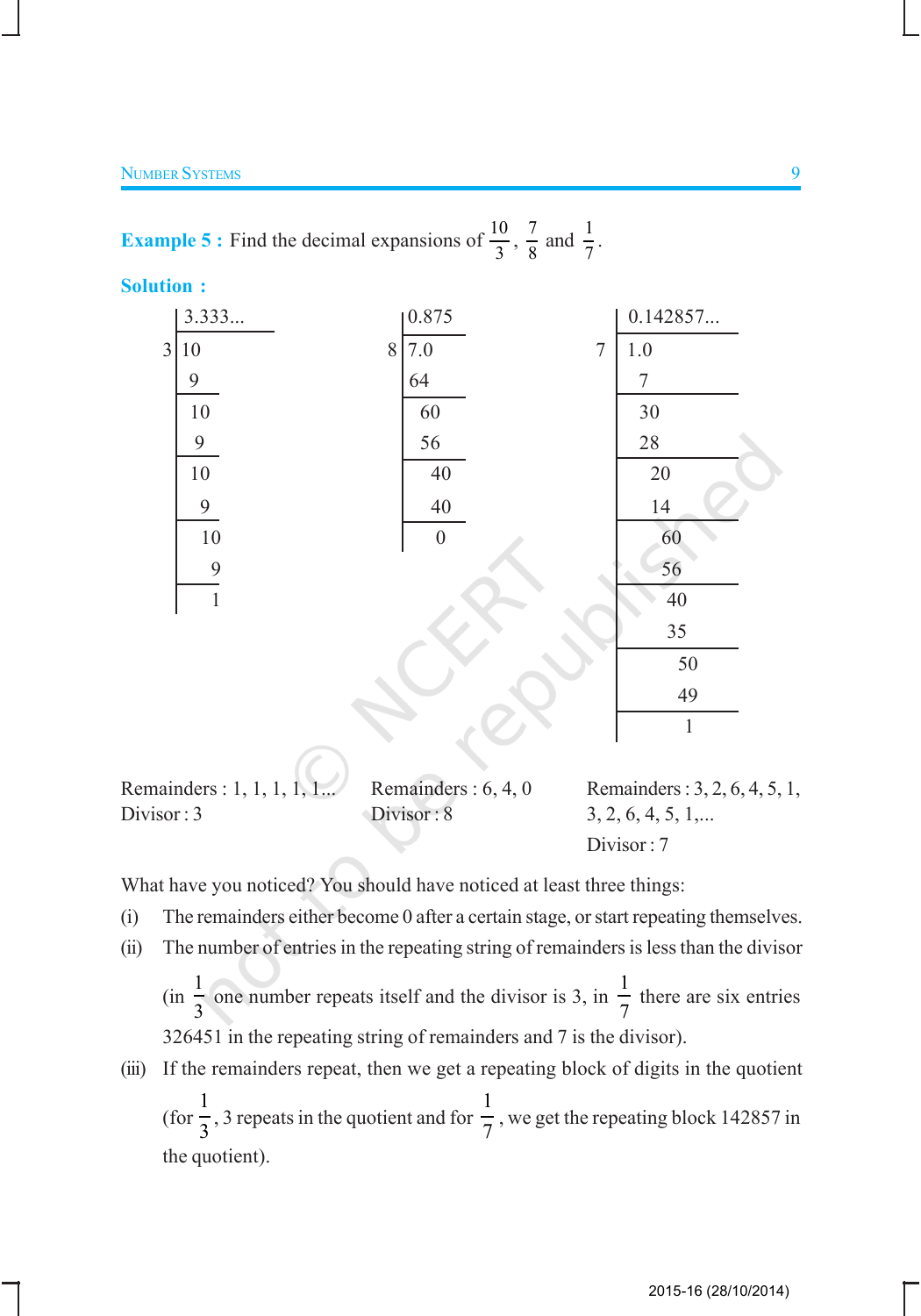**Example 5 :** Find the decimal expansions of $\frac{10}{3}$, $\frac{7}{8}$ and $\frac{1}{7}$.

**Solution :**

```
      3.333...              0.875                 0.142857...
   3 | 10                8 | 7.0              7 | 1.0
       9                     64                   7
      ---                   ----                 ----
      10                     60                   30
       9                     56                   28
      ---                   ----                 ----
      10                      40                   20
       9                      40                   14
      ---                   ----                 ----
       10                      0                    60
        9                                           56
      ---                                         ----
        1                                            40
                                                     35
                                                  ----
                                                      50
                                                      49
                                                  ----
                                                       1
```

Remainders : 1, 1, 1, 1, 1...
Divisor : 3

Remainders : 6, 4, 0
Divisor : 8

Remainders : 3, 2, 6, 4, 5, 1, 3, 2, 6, 4, 5, 1,...
Divisor : 7

What have you noticed? You should have noticed at least three things:

(i) The remainders either become 0 after a certain stage, or start repeating themselves.

(ii) The number of entries in the repeating string of remainders is less than the divisor (in $\frac{1}{3}$ one number repeats itself and the divisor is 3, in $\frac{1}{7}$ there are six entries 326451 in the repeating string of remainders and 7 is the divisor).

(iii) If the remainders repeat, then we get a repeating block of digits in the quotient (for $\frac{1}{3}$, 3 repeats in the quotient and for $\frac{1}{7}$, we get the repeating block 142857 in the quotient).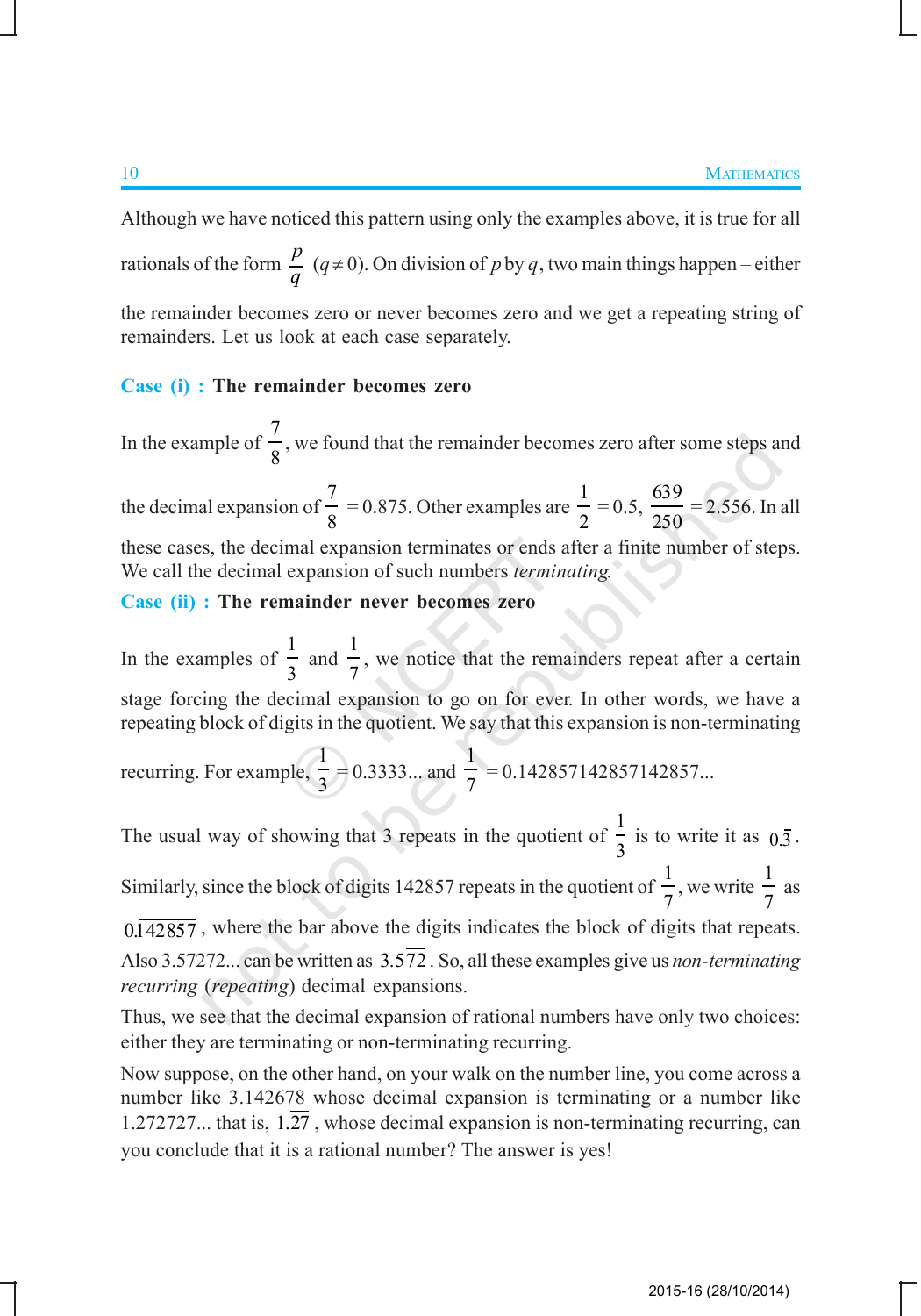Although we have noticed this pattern using only the examples above, it is true for all rationals of the form $\frac{p}{q}$ $(q \neq 0)$. On division of $p$ by $q$, two main things happen – either the remainder becomes zero or never becomes zero and we get a repeating string of remainders. Let us look at each case separately.

**Case (i) : The remainder becomes zero**

In the example of $\frac{7}{8}$, we found that the remainder becomes zero after some steps and the decimal expansion of $\frac{7}{8} = 0.875$. Other examples are $\frac{1}{2} = 0.5$, $\frac{639}{250} = 2.556$. In all these cases, the decimal expansion terminates or ends after a finite number of steps. We call the decimal expansion of such numbers *terminating*.

**Case (ii) : The remainder never becomes zero**

In the examples of $\frac{1}{3}$ and $\frac{1}{7}$, we notice that the remainders repeat after a certain stage forcing the decimal expansion to go on for ever. In other words, we have a repeating block of digits in the quotient. We say that this expansion is non-terminating recurring. For example, $\frac{1}{3} = 0.3333...$ and $\frac{1}{7} = 0.142857142857142857...$

The usual way of showing that 3 repeats in the quotient of $\frac{1}{3}$ is to write it as $0.\overline{3}$. Similarly, since the block of digits 142857 repeats in the quotient of $\frac{1}{7}$, we write $\frac{1}{7}$ as $0.\overline{142857}$, where the bar above the digits indicates the block of digits that repeats. Also 3.57272... can be written as $3.5\overline{72}$. So, all these examples give us *non-terminating recurring* (*repeating*) decimal expansions.

Thus, we see that the decimal expansion of rational numbers have only two choices: either they are terminating or non-terminating recurring.

Now suppose, on the other hand, on your walk on the number line, you come across a number like 3.142678 whose decimal expansion is terminating or a number like 1.272727... that is, $1.\overline{27}$, whose decimal expansion is non-terminating recurring, can you conclude that it is a rational number? The answer is yes!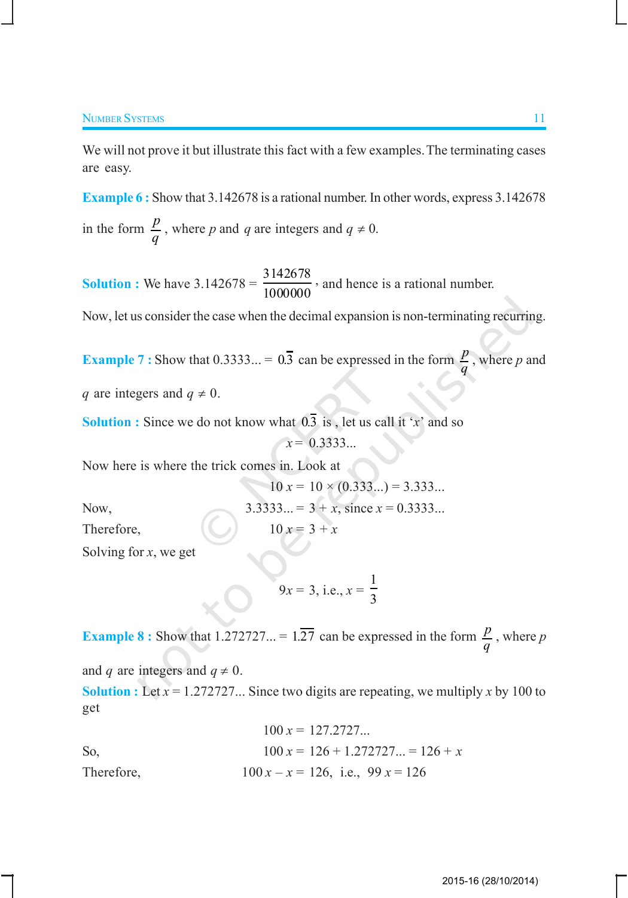We will not prove it but illustrate this fact with a few examples. The terminating cases are easy.

**Example 6 :** Show that 3.142678 is a rational number. In other words, express 3.142678 in the form $\frac{p}{q}$, where $p$ and $q$ are integers and $q \neq 0$.

**Solution :** We have $3.142678 = \frac{3142678}{1000000}$, and hence is a rational number.

Now, let us consider the case when the decimal expansion is non-terminating recurring.

**Example 7 :** Show that $0.3333... = 0.\overline{3}$ can be expressed in the form $\frac{p}{q}$, where $p$ and $q$ are integers and $q \neq 0$.

**Solution :** Since we do not know what $0.\overline{3}$ is, let us call it '$x$' and so

$$x = 0.3333...$$

Now here is where the trick comes in. Look at

$$10\,x = 10 \times (0.333...) = 3.333...$$

Now, $\quad 3.3333... = 3 + x$, since $x = 0.3333...$

Therefore, $\quad 10\,x = 3 + x$

Solving for $x$, we get

$$9x = 3, \text{ i.e., } x = \frac{1}{3}$$

**Example 8 :** Show that $1.272727... = 1.\overline{27}$ can be expressed in the form $\frac{p}{q}$, where $p$ and $q$ are integers and $q \neq 0$.

**Solution :** Let $x = 1.272727...$ Since two digits are repeating, we multiply $x$ by 100 to get

$$100\,x = 127.2727...$$

So, $\quad 100\,x = 126 + 1.272727... = 126 + x$

Therefore, $\quad 100\,x - x = 126, \text{ i.e., } 99\,x = 126$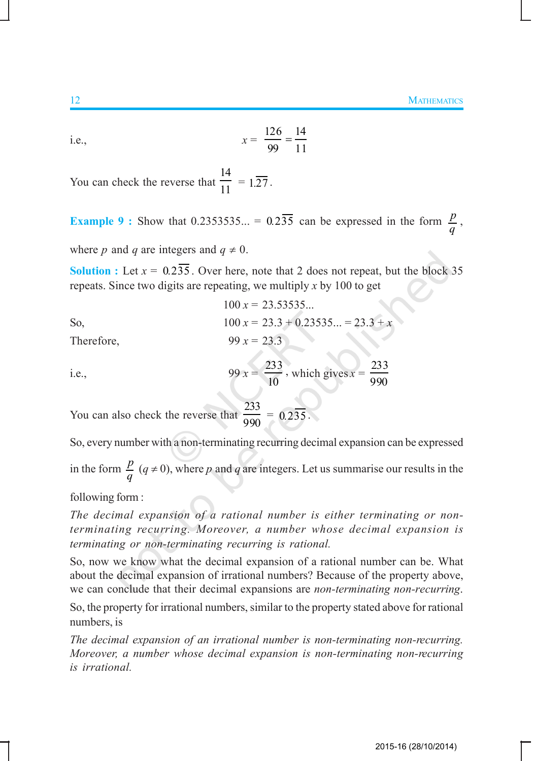i.e., $$x = \frac{126}{99} = \frac{14}{11}$$

You can check the reverse that $\frac{14}{11} = 1.\overline{27}$.

**Example 9 :** Show that $0.2353535... = 0.2\overline{35}$ can be expressed in the form $\frac{p}{q}$, where $p$ and $q$ are integers and $q \neq 0$.

**Solution :** Let $x = 0.2\overline{35}$. Over here, note that 2 does not repeat, but the block 35 repeats. Since two digits are repeating, we multiply $x$ by 100 to get

$$100\,x = 23.53535...$$

So, $$100\,x = 23.3 + 0.23535... = 23.3 + x$$

Therefore, $$99\,x = 23.3$$

i.e., $$99\,x = \frac{233}{10}, \text{ which gives } x = \frac{233}{990}$$

You can also check the reverse that $\frac{233}{990} = 0.2\overline{35}$.

So, every number with a non-terminating recurring decimal expansion can be expressed in the form $\frac{p}{q}$ $(q \neq 0)$, where $p$ and $q$ are integers. Let us summarise our results in the following form :

*The decimal expansion of a rational number is either terminating or non-terminating recurring. Moreover, a number whose decimal expansion is terminating or non-terminating recurring is rational.*

So, now we know what the decimal expansion of a rational number can be. What about the decimal expansion of irrational numbers? Because of the property above, we can conclude that their decimal expansions are *non-terminating non-recurring*.

So, the property for irrational numbers, similar to the property stated above for rational numbers, is

*The decimal expansion of an irrational number is non-terminating non-recurring. Moreover, a number whose decimal expansion is non-terminating non-recurring is irrational.*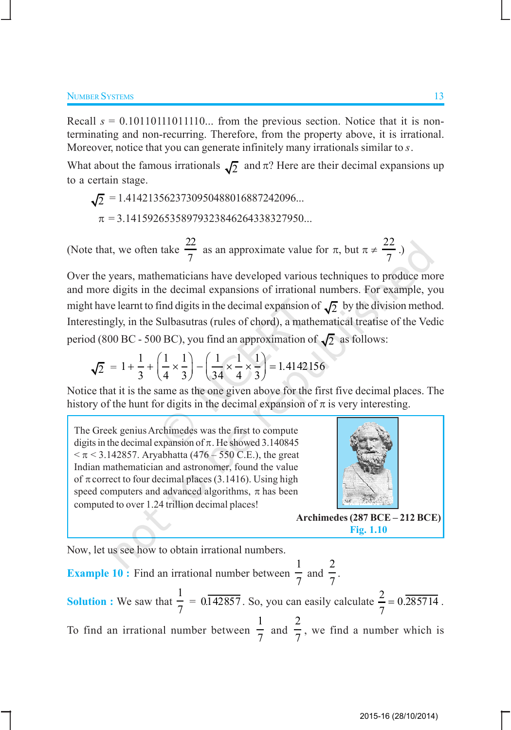Recall $s$ = 0.10110111011110... from the previous section. Notice that it is non-terminating and non-recurring. Therefore, from the property above, it is irrational. Moreover, notice that you can generate infinitely many irrationals similar to $s$.

What about the famous irrationals $\sqrt{2}$ and $\pi$? Here are their decimal expansions up to a certain stage.

$$\sqrt{2} = 1.4142135623730950488016887242096...$$

$$\pi = 3.14159265358979323846264338327950...$$

(Note that, we often take $\frac{22}{7}$ as an approximate value for $\pi$, but $\pi \neq \frac{22}{7}$.)

Over the years, mathematicians have developed various techniques to produce more and more digits in the decimal expansions of irrational numbers. For example, you might have learnt to find digits in the decimal expansion of $\sqrt{2}$ by the division method. Interestingly, in the Sulbasutras (rules of chord), a mathematical treatise of the Vedic period (800 BC - 500 BC), you find an approximation of $\sqrt{2}$ as follows:

$$\sqrt{2} = 1 + \frac{1}{3} + \left(\frac{1}{4} \times \frac{1}{3}\right) - \left(\frac{1}{34} \times \frac{1}{4} \times \frac{1}{3}\right) = 1.4142156$$

Notice that it is the same as the one given above for the first five decimal places. The history of the hunt for digits in the decimal expansion of $\pi$ is very interesting.

> The Greek genius Archimedes was the first to compute digits in the decimal expansion of $\pi$. He showed $3.140845 < \pi < 3.142857$. Aryabhatta (476 – 550 C.E.), the great Indian mathematician and astronomer, found the value of $\pi$ correct to four decimal places (3.1416). Using high speed computers and advanced algorithms, $\pi$ has been computed to over 1.24 trillion decimal places!
>
> **Archimedes (287 BCE – 212 BCE)**
> **Fig. 1.10**

Now, let us see how to obtain irrational numbers.

**Example 10 :** Find an irrational number between $\frac{1}{7}$ and $\frac{2}{7}$.

**Solution :** We saw that $\frac{1}{7} = 0.\overline{142857}$. So, you can easily calculate $\frac{2}{7} = 0.\overline{285714}$.

To find an irrational number between $\frac{1}{7}$ and $\frac{2}{7}$, we find a number which is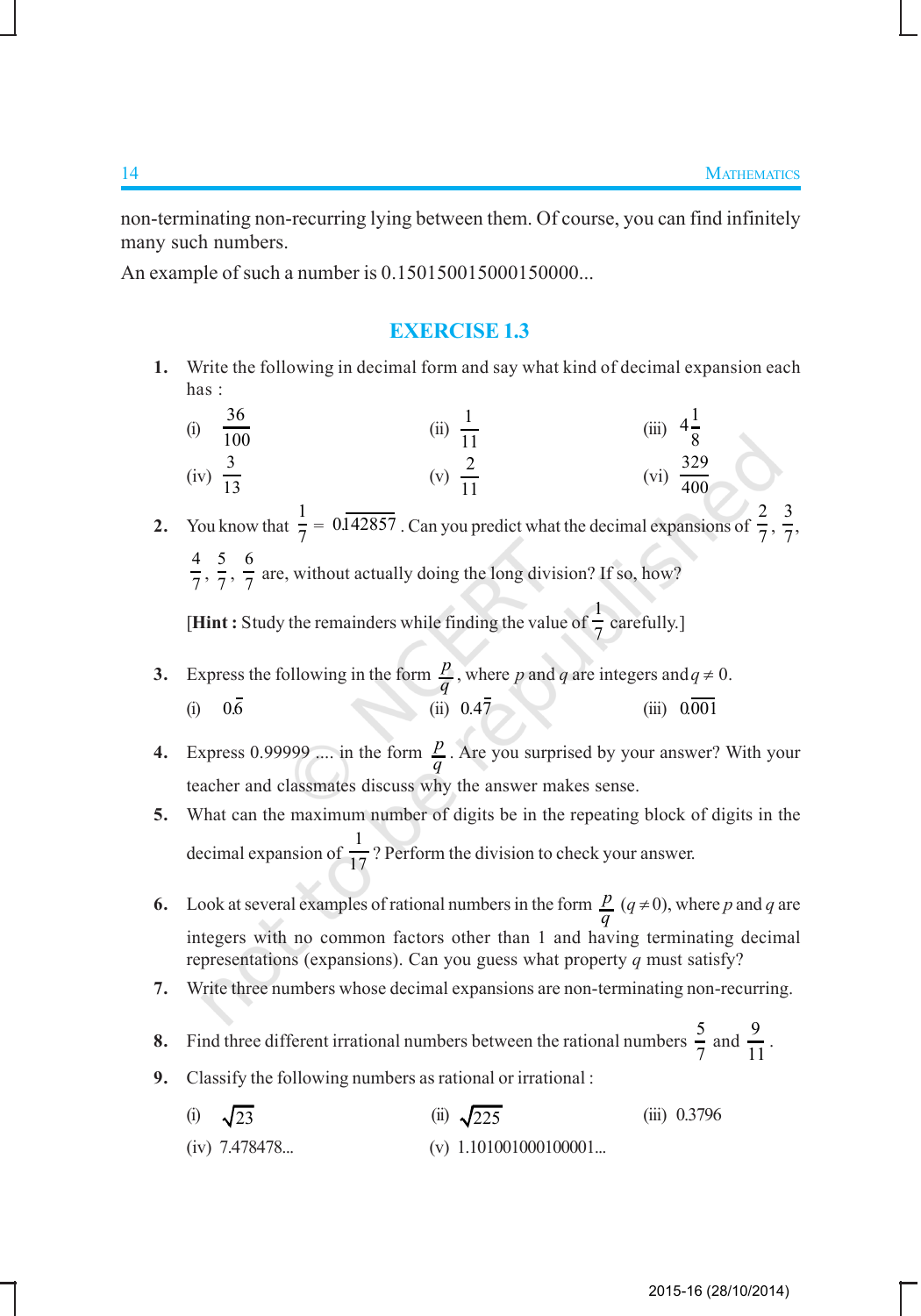non-terminating non-recurring lying between them. Of course, you can find infinitely many such numbers.

An example of such a number is 0.150150015000150000...

## EXERCISE 1.3

1. Write the following in decimal form and say what kind of decimal expansion each has :

   (i) $\frac{36}{100}$ (ii) $\frac{1}{11}$ (iii) $4\frac{1}{8}$

   (iv) $\frac{3}{13}$ (v) $\frac{2}{11}$ (vi) $\frac{329}{400}$

2. You know that $\frac{1}{7} = 0.\overline{142857}$. Can you predict what the decimal expansions of $\frac{2}{7}, \frac{3}{7}, \frac{4}{7}, \frac{5}{7}, \frac{6}{7}$ are, without actually doing the long division? If so, how?

   [**Hint :** Study the remainders while finding the value of $\frac{1}{7}$ carefully.]

3. Express the following in the form $\frac{p}{q}$, where $p$ and $q$ are integers and $q \neq 0$.

   (i) $0.\overline{6}$ (ii) $0.4\overline{7}$ (iii) $0.\overline{001}$

4. Express 0.99999 .... in the form $\frac{p}{q}$. Are you surprised by your answer? With your teacher and classmates discuss why the answer makes sense.

5. What can the maximum number of digits be in the repeating block of digits in the decimal expansion of $\frac{1}{17}$? Perform the division to check your answer.

6. Look at several examples of rational numbers in the form $\frac{p}{q}$ $(q \neq 0)$, where $p$ and $q$ are integers with no common factors other than 1 and having terminating decimal representations (expansions). Can you guess what property $q$ must satisfy?

7. Write three numbers whose decimal expansions are non-terminating non-recurring.

8. Find three different irrational numbers between the rational numbers $\frac{5}{7}$ and $\frac{9}{11}$.

9. Classify the following numbers as rational or irrational :

   (i) $\sqrt{23}$ (ii) $\sqrt{225}$ (iii) 0.3796

   (iv) 7.478478... (v) 1.101001000100001...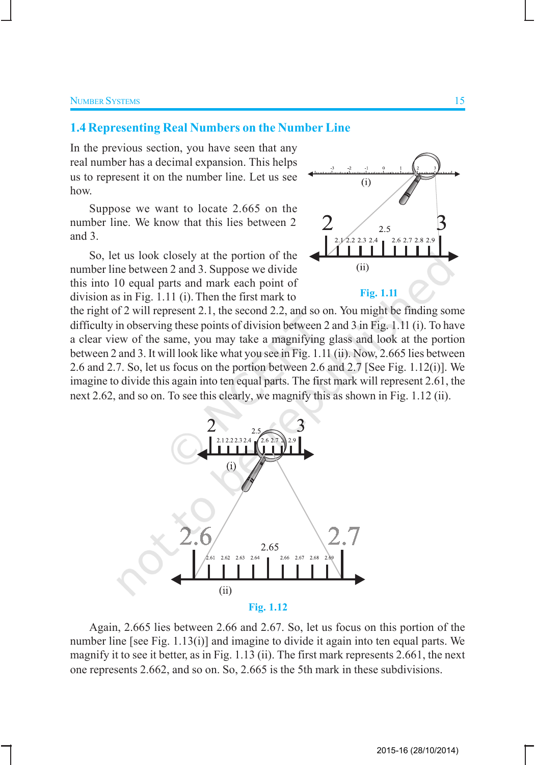## 1.4 Representing Real Numbers on the Number Line

In the previous section, you have seen that any real number has a decimal expansion. This helps us to represent it on the number line. Let us see how.

Suppose we want to locate 2.665 on the number line. We know that this lies between 2 and 3.

So, let us look closely at the portion of the number line between 2 and 3. Suppose we divide this into 10 equal parts and mark each point of division as in Fig. 1.11 (i). Then the first mark to the right of 2 will represent 2.1, the second 2.2, and so on. You might be finding some difficulty in observing these points of division between 2 and 3 in Fig. 1.11 (i). To have a clear view of the same, you may take a magnifying glass and look at the portion between 2 and 3. It will look like what you see in Fig. 1.11 (ii). Now, 2.665 lies between 2.6 and 2.7. So, let us focus on the portion between 2.6 and 2.7 [See Fig. 1.12(i)]. We imagine to divide this again into ten equal parts. The first mark will represent 2.61, the next 2.62, and so on. To see this clearly, we magnify this as shown in Fig. 1.12 (ii).

Fig. 1.11

Fig. 1.12

Again, 2.665 lies between 2.66 and 2.67. So, let us focus on this portion of the number line [see Fig. 1.13(i)] and imagine to divide it again into ten equal parts. We magnify it to see it better, as in Fig. 1.13 (ii). The first mark represents 2.661, the next one represents 2.662, and so on. So, 2.665 is the 5th mark in these subdivisions.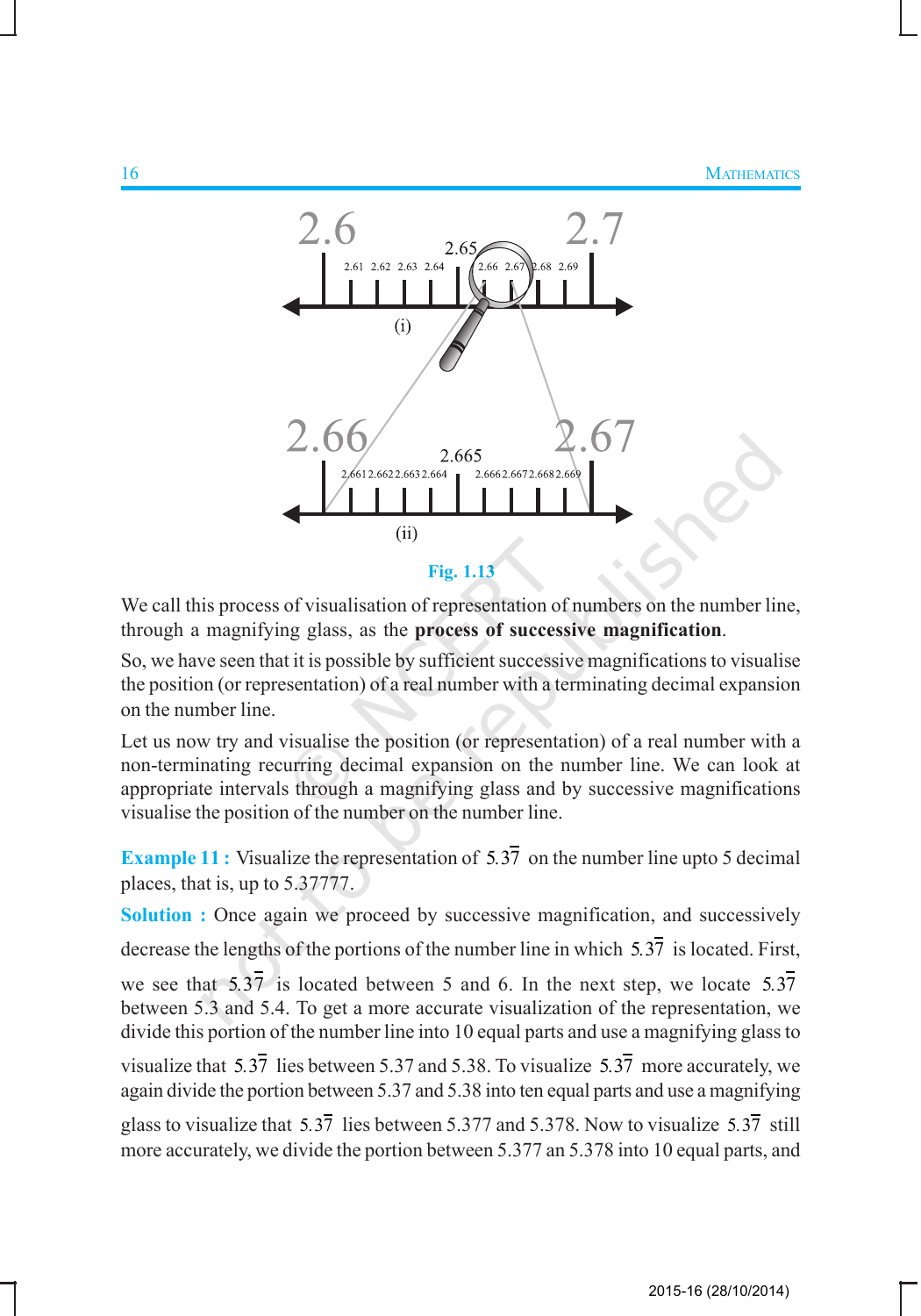Fig. 1.13

We call this process of visualisation of representation of numbers on the number line, through a magnifying glass, as the **process of successive magnification**.

So, we have seen that it is possible by sufficient successive magnifications to visualise the position (or representation) of a real number with a terminating decimal expansion on the number line.

Let us now try and visualise the position (or representation) of a real number with a non-terminating recurring decimal expansion on the number line. We can look at appropriate intervals through a magnifying glass and by successive magnifications visualise the position of the number on the number line.

**Example 11 :** Visualize the representation of $5.3\overline{7}$ on the number line upto 5 decimal places, that is, up to 5.37777.

**Solution :** Once again we proceed by successive magnification, and successively decrease the lengths of the portions of the number line in which $5.3\overline{7}$ is located. First, we see that $5.3\overline{7}$ is located between 5 and 6. In the next step, we locate $5.3\overline{7}$ between 5.3 and 5.4. To get a more accurate visualization of the representation, we divide this portion of the number line into 10 equal parts and use a magnifying glass to visualize that $5.3\overline{7}$ lies between 5.37 and 5.38. To visualize $5.3\overline{7}$ more accurately, we again divide the portion between 5.37 and 5.38 into ten equal parts and use a magnifying glass to visualize that $5.3\overline{7}$ lies between 5.377 and 5.378. Now to visualize $5.3\overline{7}$ still more accurately, we divide the portion between 5.377 an 5.378 into 10 equal parts, and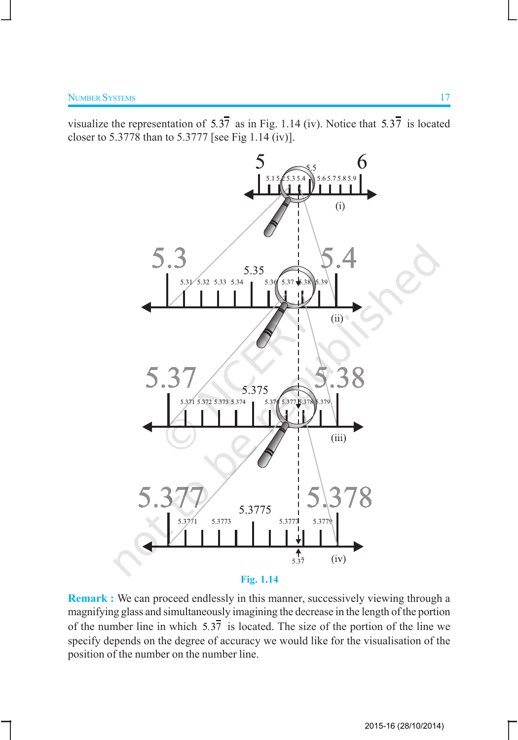visualize the representation of $5.3\overline{7}$ as in Fig. 1.14 (iv). Notice that $5.3\overline{7}$ is located closer to 5.3778 than to 5.3777 [see Fig 1.14 (iv)].

Fig. 1.14

**Remark :** We can proceed endlessly in this manner, successively viewing through a magnifying glass and simultaneously imagining the decrease in the length of the portion of the number line in which $5.3\overline{7}$ is located. The size of the portion of the line we specify depends on the degree of accuracy we would like for the visualisation of the position of the number on the number line.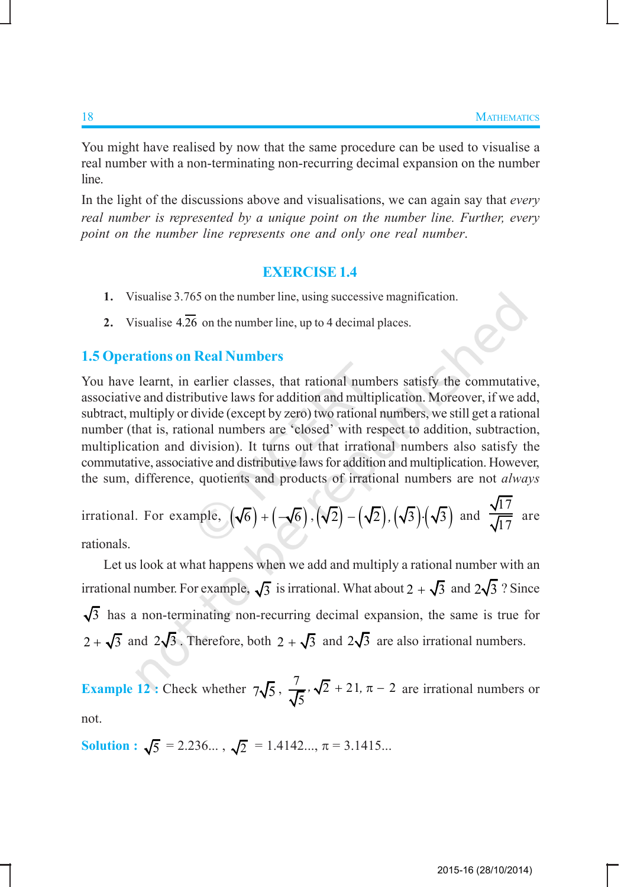You might have realised by now that the same procedure can be used to visualise a real number with a non-terminating non-recurring decimal expansion on the number line.

In the light of the discussions above and visualisations, we can again say that *every real number is represented by a unique point on the number line. Further, every point on the number line represents one and only one real number.*

## EXERCISE 1.4

1. Visualise 3.765 on the number line, using successive magnification.
2. Visualise $4.\overline{26}$ on the number line, up to 4 decimal places.

## 1.5 Operations on Real Numbers

You have learnt, in earlier classes, that rational numbers satisfy the commutative, associative and distributive laws for addition and multiplication. Moreover, if we add, subtract, multiply or divide (except by zero) two rational numbers, we still get a rational number (that is, rational numbers are 'closed' with respect to addition, subtraction, multiplication and division). It turns out that irrational numbers also satisfy the commutative, associative and distributive laws for addition and multiplication. However, the sum, difference, quotients and products of irrational numbers are not *always* irrational. For example, $\left(\sqrt{6}\right)+\left(-\sqrt{6}\right), \left(\sqrt{2}\right)-\left(\sqrt{2}\right), \left(\sqrt{3}\right)\cdot\left(\sqrt{3}\right)$ and $\frac{\sqrt{17}}{\sqrt{17}}$ are rationals.

Let us look at what happens when we add and multiply a rational number with an irrational number. For example, $\sqrt{3}$ is irrational. What about $2+\sqrt{3}$ and $2\sqrt{3}$ ? Since $\sqrt{3}$ has a non-terminating non-recurring decimal expansion, the same is true for $2+\sqrt{3}$ and $2\sqrt{3}$. Therefore, both $2+\sqrt{3}$ and $2\sqrt{3}$ are also irrational numbers.

**Example 12 :** Check whether $7\sqrt{5}, \frac{7}{\sqrt{5}}, \sqrt{2}+21, \pi-2$ are irrational numbers or not.

**Solution :** $\sqrt{5} = 2.236...$ , $\sqrt{2} = 1.4142...$, $\pi = 3.1415...$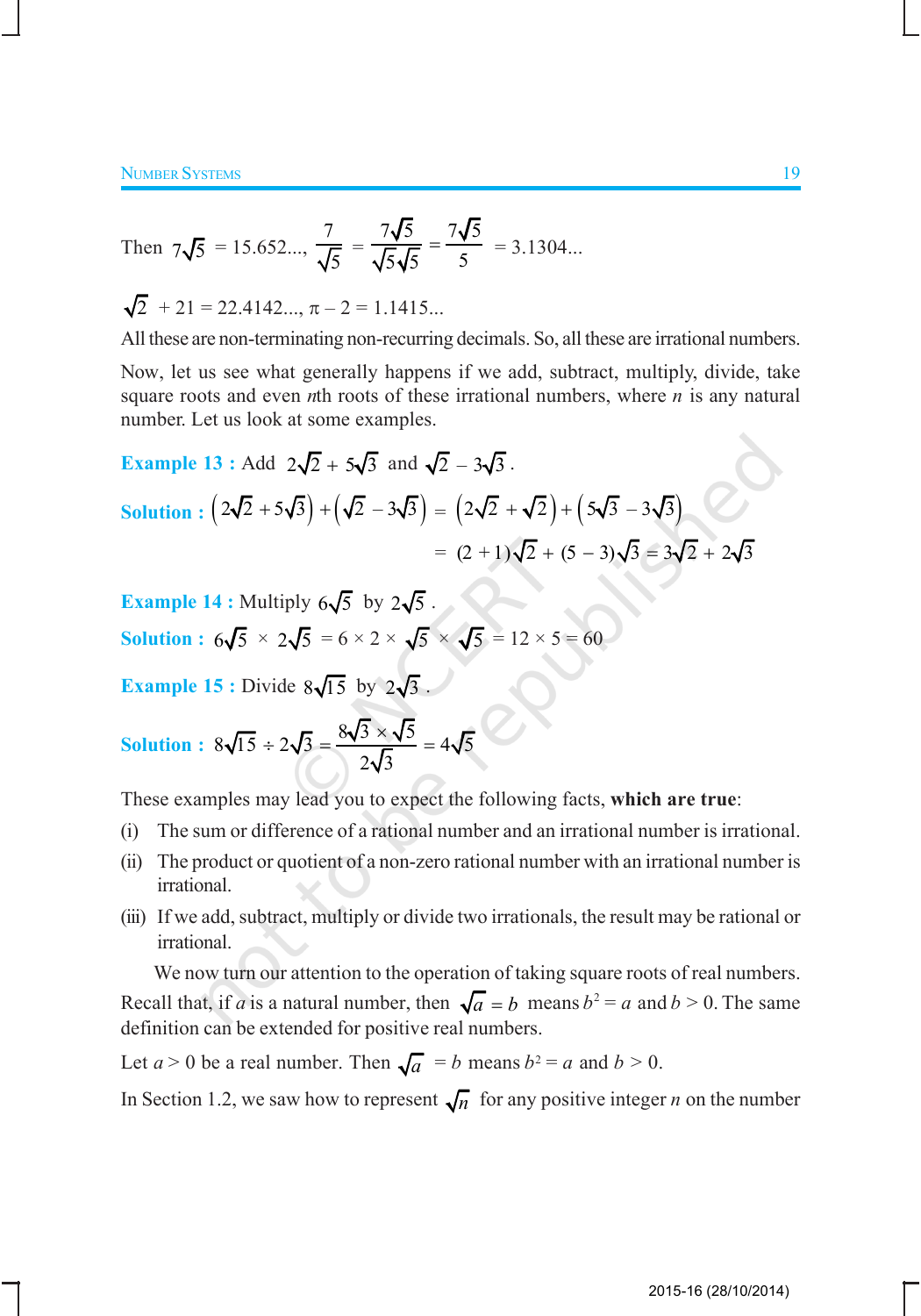Then $7\sqrt{5} = 15.652...$, $\dfrac{7}{\sqrt{5}} = \dfrac{7\sqrt{5}}{\sqrt{5}\sqrt{5}} = \dfrac{7\sqrt{5}}{5} = 3.1304...$

$\sqrt{2} + 21 = 22.4142...$, $\pi - 2 = 1.1415...$

All these are non-terminating non-recurring decimals. So, all these are irrational numbers.

Now, let us see what generally happens if we add, subtract, multiply, divide, take square roots and even $n$th roots of these irrational numbers, where $n$ is any natural number. Let us look at some examples.

**Example 13 :** Add $2\sqrt{2} + 5\sqrt{3}$ and $\sqrt{2} - 3\sqrt{3}$.

**Solution :** $\left(2\sqrt{2} + 5\sqrt{3}\right) + \left(\sqrt{2} - 3\sqrt{3}\right) = \left(2\sqrt{2} + \sqrt{2}\right) + \left(5\sqrt{3} - 3\sqrt{3}\right)$

$$= (2 + 1)\sqrt{2} + (5 - 3)\sqrt{3} = 3\sqrt{2} + 2\sqrt{3}$$

**Example 14 :** Multiply $6\sqrt{5}$ by $2\sqrt{5}$.

**Solution :** $6\sqrt{5} \times 2\sqrt{5} = 6 \times 2 \times \sqrt{5} \times \sqrt{5} = 12 \times 5 = 60$

**Example 15 :** Divide $8\sqrt{15}$ by $2\sqrt{3}$.

**Solution :** $8\sqrt{15} \div 2\sqrt{3} = \dfrac{8\sqrt{3} \times \sqrt{5}}{2\sqrt{3}} = 4\sqrt{5}$

These examples may lead you to expect the following facts, **which are true**:

(i) The sum or difference of a rational number and an irrational number is irrational.

(ii) The product or quotient of a non-zero rational number with an irrational number is irrational.

(iii) If we add, subtract, multiply or divide two irrationals, the result may be rational or irrational.

We now turn our attention to the operation of taking square roots of real numbers. Recall that, if $a$ is a natural number, then $\sqrt{a} = b$ means $b^2 = a$ and $b > 0$. The same definition can be extended for positive real numbers.

Let $a > 0$ be a real number. Then $\sqrt{a} = b$ means $b^2 = a$ and $b > 0$.

In Section 1.2, we saw how to represent $\sqrt{n}$ for any positive integer $n$ on the number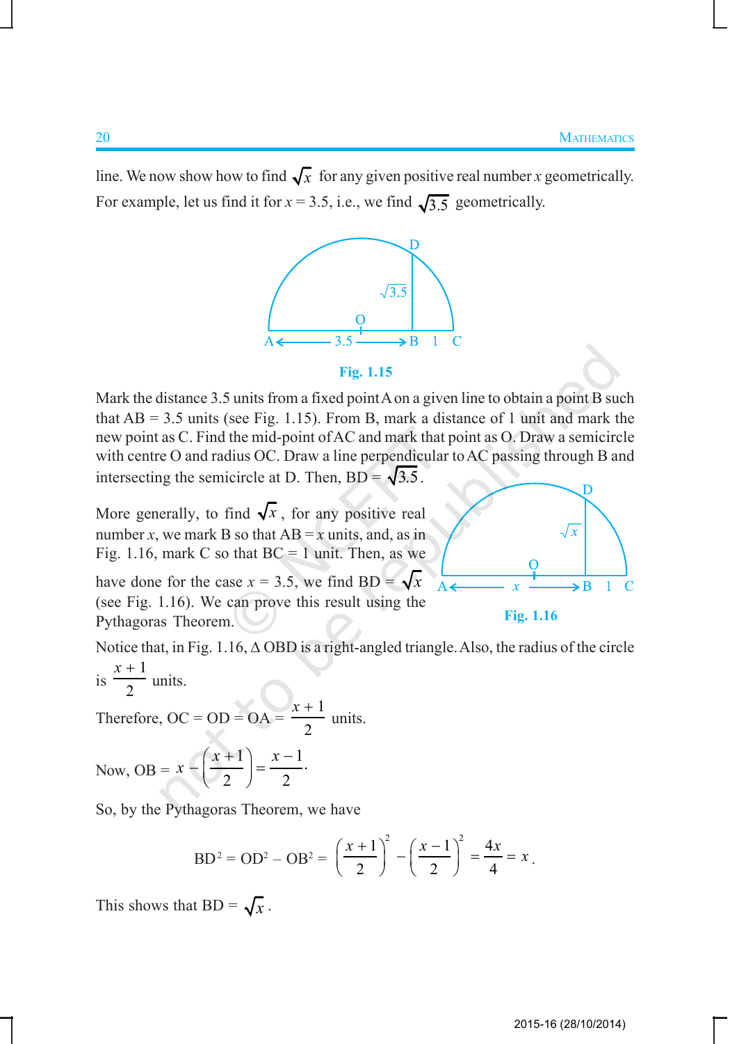line. We now show how to find $\sqrt{x}$ for any given positive real number $x$ geometrically. For example, let us find it for $x = 3.5$, i.e., we find $\sqrt{3.5}$ geometrically.

Fig. 1.15

Mark the distance 3.5 units from a fixed point A on a given line to obtain a point B such that AB = 3.5 units (see Fig. 1.15). From B, mark a distance of 1 unit and mark the new point as C. Find the mid-point of AC and mark that point as O. Draw a semicircle with centre O and radius OC. Draw a line perpendicular to AC passing through B and intersecting the semicircle at D. Then, BD = $\sqrt{3.5}$.

More generally, to find $\sqrt{x}$, for any positive real number $x$, we mark B so that AB = $x$ units, and, as in Fig. 1.16, mark C so that BC = 1 unit. Then, as we have done for the case $x = 3.5$, we find BD = $\sqrt{x}$ (see Fig. 1.16). We can prove this result using the Pythagoras Theorem.

Fig. 1.16

Notice that, in Fig. 1.16, Δ OBD is a right-angled triangle. Also, the radius of the circle is $\frac{x+1}{2}$ units.

Therefore, OC = OD = OA = $\frac{x+1}{2}$ units.

Now, OB = $x - \left(\frac{x+1}{2}\right) = \frac{x-1}{2}$.

So, by the Pythagoras Theorem, we have

$$BD^2 = OD^2 - OB^2 = \left(\frac{x+1}{2}\right)^2 - \left(\frac{x-1}{2}\right)^2 = \frac{4x}{4} = x.$$

This shows that BD = $\sqrt{x}$.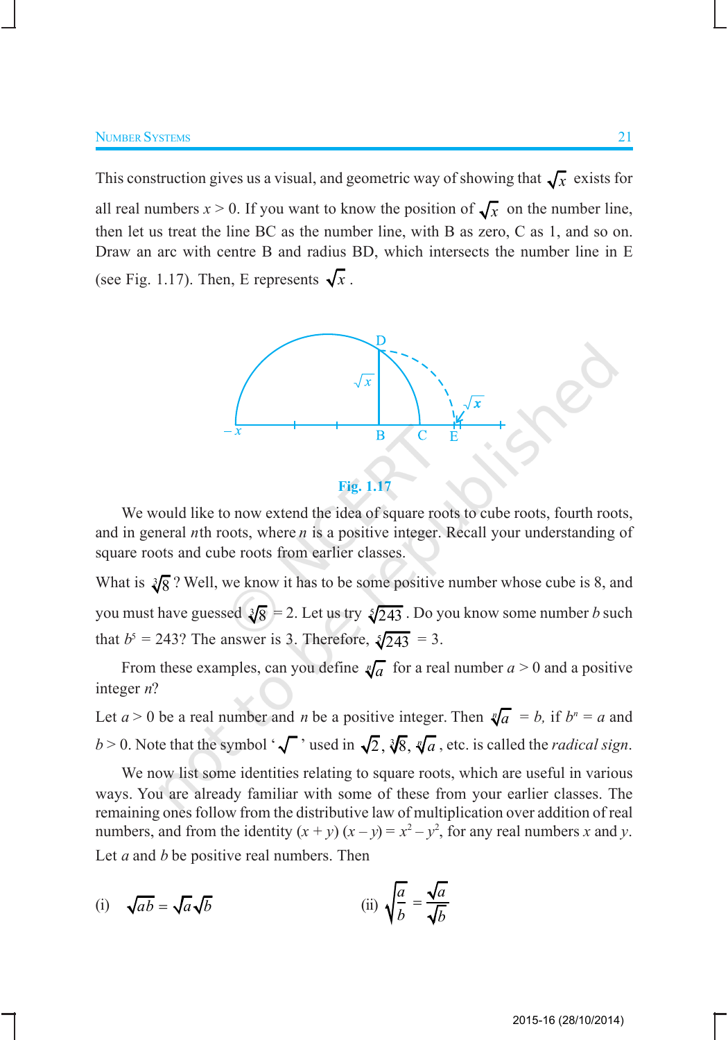This construction gives us a visual, and geometric way of showing that $\sqrt{x}$ exists for all real numbers $x > 0$. If you want to know the position of $\sqrt{x}$ on the number line, then let us treat the line BC as the number line, with B as zero, C as 1, and so on. Draw an arc with centre B and radius BD, which intersects the number line in E (see Fig. 1.17). Then, E represents $\sqrt{x}$.

Fig. 1.17

We would like to now extend the idea of square roots to cube roots, fourth roots, and in general $n$th roots, where $n$ is a positive integer. Recall your understanding of square roots and cube roots from earlier classes.

What is $\sqrt[3]{8}$? Well, we know it has to be some positive number whose cube is 8, and you must have guessed $\sqrt[3]{8} = 2$. Let us try $\sqrt[5]{243}$. Do you know some number $b$ such that $b^5 = 243$? The answer is 3. Therefore, $\sqrt[5]{243} = 3$.

From these examples, can you define $\sqrt[n]{a}$ for a real number $a > 0$ and a positive integer $n$?

Let $a > 0$ be a real number and $n$ be a positive integer. Then $\sqrt[n]{a} = b$, if $b^n = a$ and $b > 0$. Note that the symbol '$\sqrt{\ }$' used in $\sqrt{2}$, $\sqrt[3]{8}$, $\sqrt[n]{a}$, etc. is called the *radical sign*.

We now list some identities relating to square roots, which are useful in various ways. You are already familiar with some of these from your earlier classes. The remaining ones follow from the distributive law of multiplication over addition of real numbers, and from the identity $(x + y)(x - y) = x^2 - y^2$, for any real numbers $x$ and $y$.

Let $a$ and $b$ be positive real numbers. Then

(i) $\sqrt{ab} = \sqrt{a}\sqrt{b}$ (ii) $\sqrt{\dfrac{a}{b}} = \dfrac{\sqrt{a}}{\sqrt{b}}$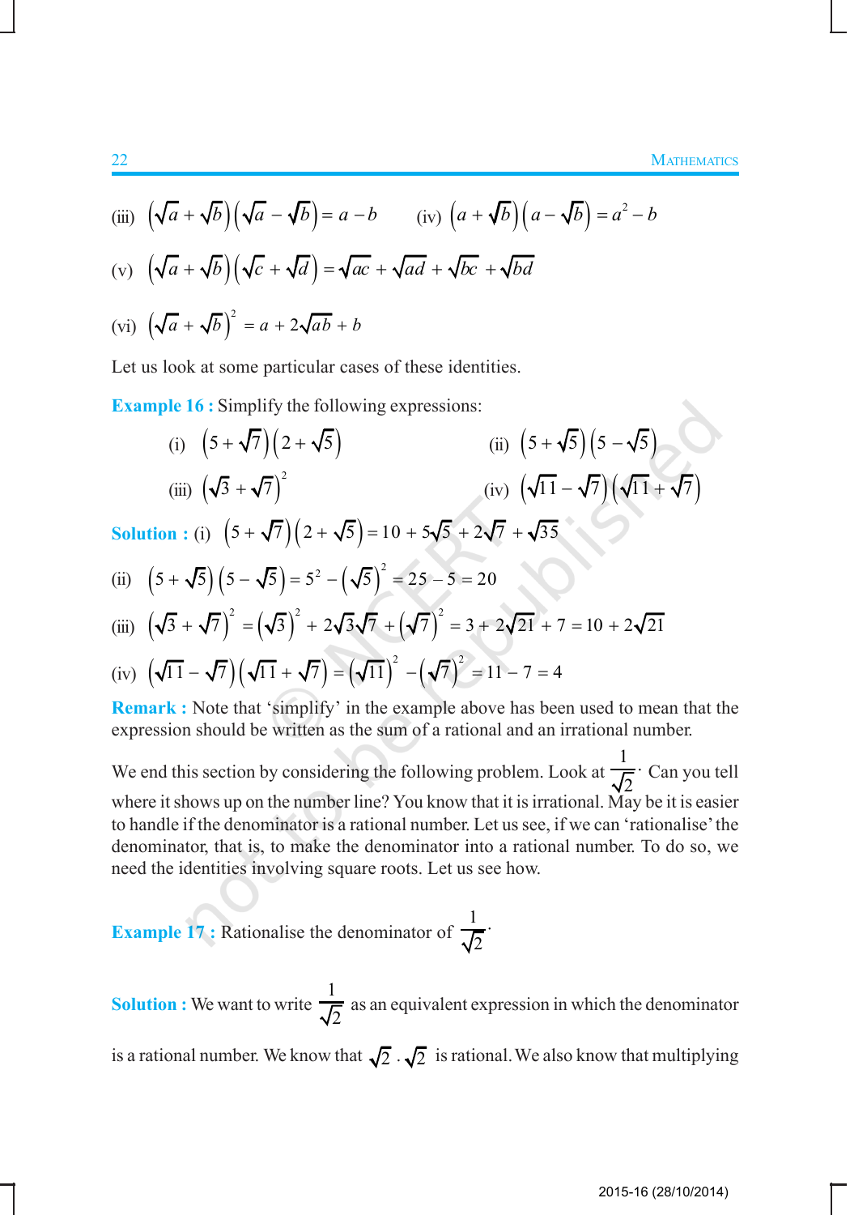(iii) $\left(\sqrt{a}+\sqrt{b}\right)\left(\sqrt{a}-\sqrt{b}\right)=a-b$  (iv) $\left(a+\sqrt{b}\right)\left(a-\sqrt{b}\right)=a^2-b$

(v) $\left(\sqrt{a}+\sqrt{b}\right)\left(\sqrt{c}+\sqrt{d}\right)=\sqrt{ac}+\sqrt{ad}+\sqrt{bc}+\sqrt{bd}$

(vi) $\left(\sqrt{a}+\sqrt{b}\right)^2=a+2\sqrt{ab}+b$

Let us look at some particular cases of these identities.

**Example 16 :** Simplify the following expressions:

(i) $\left(5+\sqrt{7}\right)\left(2+\sqrt{5}\right)$  (ii) $\left(5+\sqrt{5}\right)\left(5-\sqrt{5}\right)$

(iii) $\left(\sqrt{3}+\sqrt{7}\right)^2$  (iv) $\left(\sqrt{11}-\sqrt{7}\right)\left(\sqrt{11}+\sqrt{7}\right)$

**Solution :** (i) $\left(5+\sqrt{7}\right)\left(2+\sqrt{5}\right)=10+5\sqrt{5}+2\sqrt{7}+\sqrt{35}$

(ii) $\left(5+\sqrt{5}\right)\left(5-\sqrt{5}\right)=5^2-\left(\sqrt{5}\right)^2=25-5=20$

(iii) $\left(\sqrt{3}+\sqrt{7}\right)^2=\left(\sqrt{3}\right)^2+2\sqrt{3}\sqrt{7}+\left(\sqrt{7}\right)^2=3+2\sqrt{21}+7=10+2\sqrt{21}$

(iv) $\left(\sqrt{11}-\sqrt{7}\right)\left(\sqrt{11}+\sqrt{7}\right)=\left(\sqrt{11}\right)^2-\left(\sqrt{7}\right)^2=11-7=4$

**Remark :** Note that 'simplify' in the example above has been used to mean that the expression should be written as the sum of a rational and an irrational number.

We end this section by considering the following problem. Look at $\frac{1}{\sqrt{2}}$. Can you tell where it shows up on the number line? You know that it is irrational. May be it is easier to handle if the denominator is a rational number. Let us see, if we can 'rationalise' the denominator, that is, to make the denominator into a rational number. To do so, we need the identities involving square roots. Let us see how.

**Example 17 :** Rationalise the denominator of $\frac{1}{\sqrt{2}}$.

**Solution :** We want to write $\frac{1}{\sqrt{2}}$ as an equivalent expression in which the denominator is a rational number. We know that $\sqrt{2}\,.\sqrt{2}$ is rational. We also know that multiplying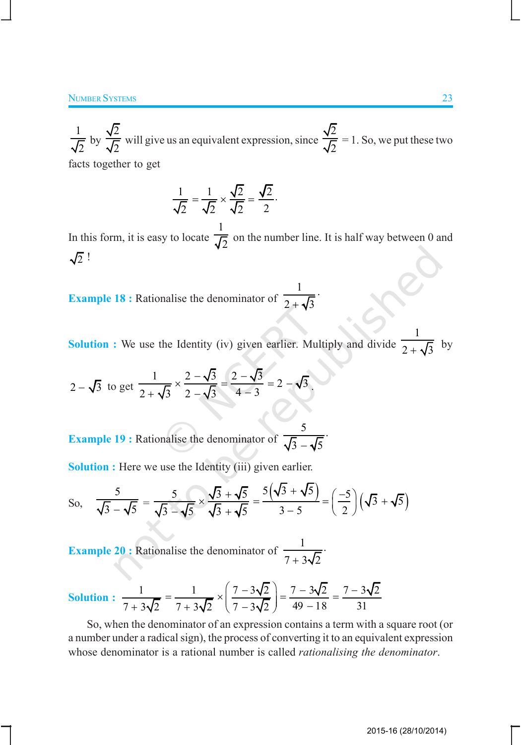$\frac{1}{\sqrt{2}}$ by $\frac{\sqrt{2}}{\sqrt{2}}$ will give us an equivalent expression, since $\frac{\sqrt{2}}{\sqrt{2}} = 1$. So, we put these two facts together to get

$$\frac{1}{\sqrt{2}} = \frac{1}{\sqrt{2}} \times \frac{\sqrt{2}}{\sqrt{2}} = \frac{\sqrt{2}}{2}.$$

In this form, it is easy to locate $\frac{1}{\sqrt{2}}$ on the number line. It is half way between 0 and $\sqrt{2}$ !

**Example 18 :** Rationalise the denominator of $\frac{1}{2+\sqrt{3}}$.

**Solution :** We use the Identity (iv) given earlier. Multiply and divide $\frac{1}{2+\sqrt{3}}$ by $2-\sqrt{3}$ to get $\frac{1}{2+\sqrt{3}} \times \frac{2-\sqrt{3}}{2-\sqrt{3}} = \frac{2-\sqrt{3}}{4-3} = 2-\sqrt{3}$.

**Example 19 :** Rationalise the denominator of $\frac{5}{\sqrt{3}-\sqrt{5}}$.

**Solution :** Here we use the Identity (iii) given earlier.

So, $\quad \frac{5}{\sqrt{3}-\sqrt{5}} = \frac{5}{\sqrt{3}-\sqrt{5}} \times \frac{\sqrt{3}+\sqrt{5}}{\sqrt{3}+\sqrt{5}} = \frac{5\left(\sqrt{3}+\sqrt{5}\right)}{3-5} = \left(\frac{-5}{2}\right)\left(\sqrt{3}+\sqrt{5}\right)$

**Example 20 :** Rationalise the denominator of $\frac{1}{7+3\sqrt{2}}$.

**Solution :** $\frac{1}{7+3\sqrt{2}} = \frac{1}{7+3\sqrt{2}} \times \left(\frac{7-3\sqrt{2}}{7-3\sqrt{2}}\right) = \frac{7-3\sqrt{2}}{49-18} = \frac{7-3\sqrt{2}}{31}$

So, when the denominator of an expression contains a term with a square root (or a number under a radical sign), the process of converting it to an equivalent expression whose denominator is a rational number is called *rationalising the denominator*.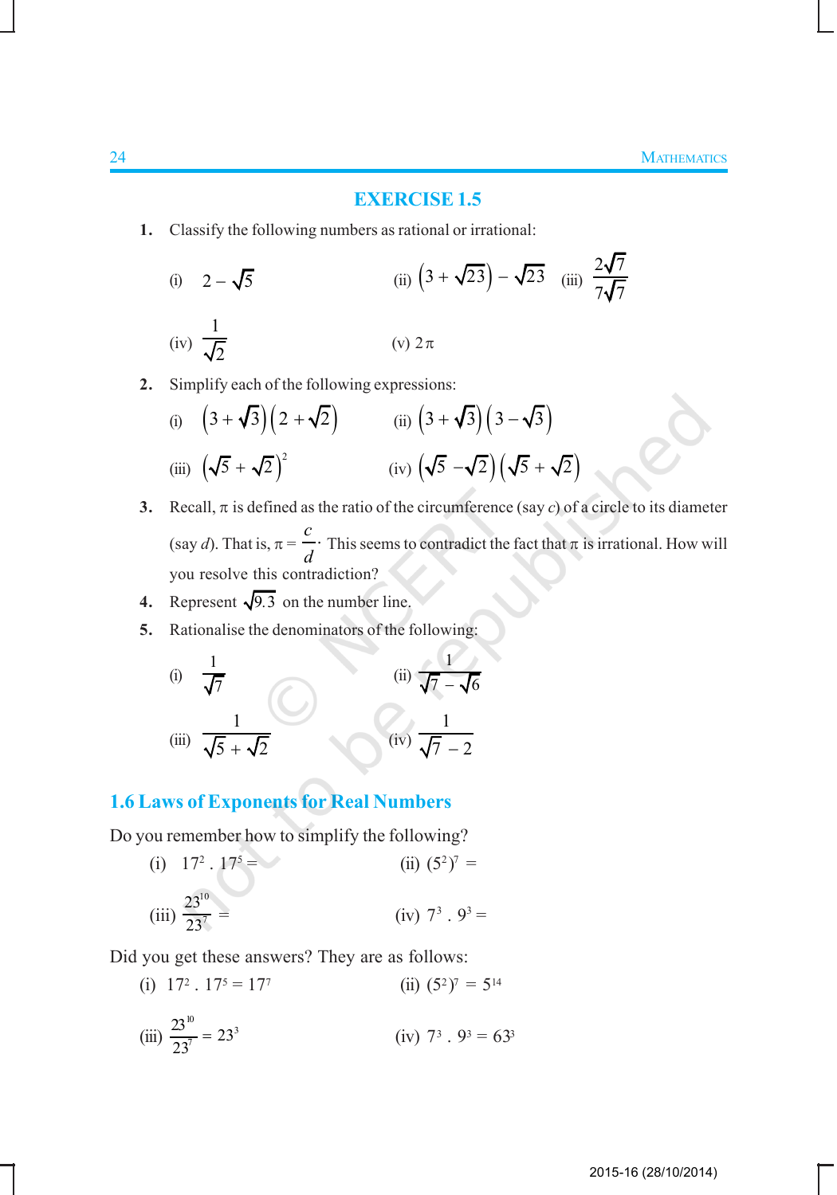## EXERCISE 1.5

1. Classify the following numbers as rational or irrational:

   (i) $2-\sqrt{5}$  (ii) $\left(3+\sqrt{23}\right)-\sqrt{23}$  (iii) $\dfrac{2\sqrt{7}}{7\sqrt{7}}$

   (iv) $\dfrac{1}{\sqrt{2}}$  (v) $2\pi$

2. Simplify each of the following expressions:

   (i) $\left(3+\sqrt{3}\right)\left(2+\sqrt{2}\right)$  (ii) $\left(3+\sqrt{3}\right)\left(3-\sqrt{3}\right)$

   (iii) $\left(\sqrt{5}+\sqrt{2}\right)^2$  (iv) $\left(\sqrt{5}-\sqrt{2}\right)\left(\sqrt{5}+\sqrt{2}\right)$

3. Recall, $\pi$ is defined as the ratio of the circumference (say $c$) of a circle to its diameter (say $d$). That is, $\pi = \dfrac{c}{d}\cdot$ This seems to contradict the fact that $\pi$ is irrational. How will you resolve this contradiction?

4. Represent $\sqrt{9.3}$ on the number line.

5. Rationalise the denominators of the following:

   (i) $\dfrac{1}{\sqrt{7}}$  (ii) $\dfrac{1}{\sqrt{7}-\sqrt{6}}$

   (iii) $\dfrac{1}{\sqrt{5}+\sqrt{2}}$  (iv) $\dfrac{1}{\sqrt{7}-2}$

## 1.6 Laws of Exponents for Real Numbers

Do you remember how to simplify the following?

(i) $17^2 \cdot 17^5 =$  (ii) $(5^2)^7 =$

(iii) $\dfrac{23^{10}}{23^7} =$  (iv) $7^3 \cdot 9^3 =$

Did you get these answers? They are as follows:

(i) $17^2 \cdot 17^5 = 17^7$  (ii) $(5^2)^7 = 5^{14}$

(iii) $\dfrac{23^{10}}{23^7} = 23^3$  (iv) $7^3 \cdot 9^3 = 63^3$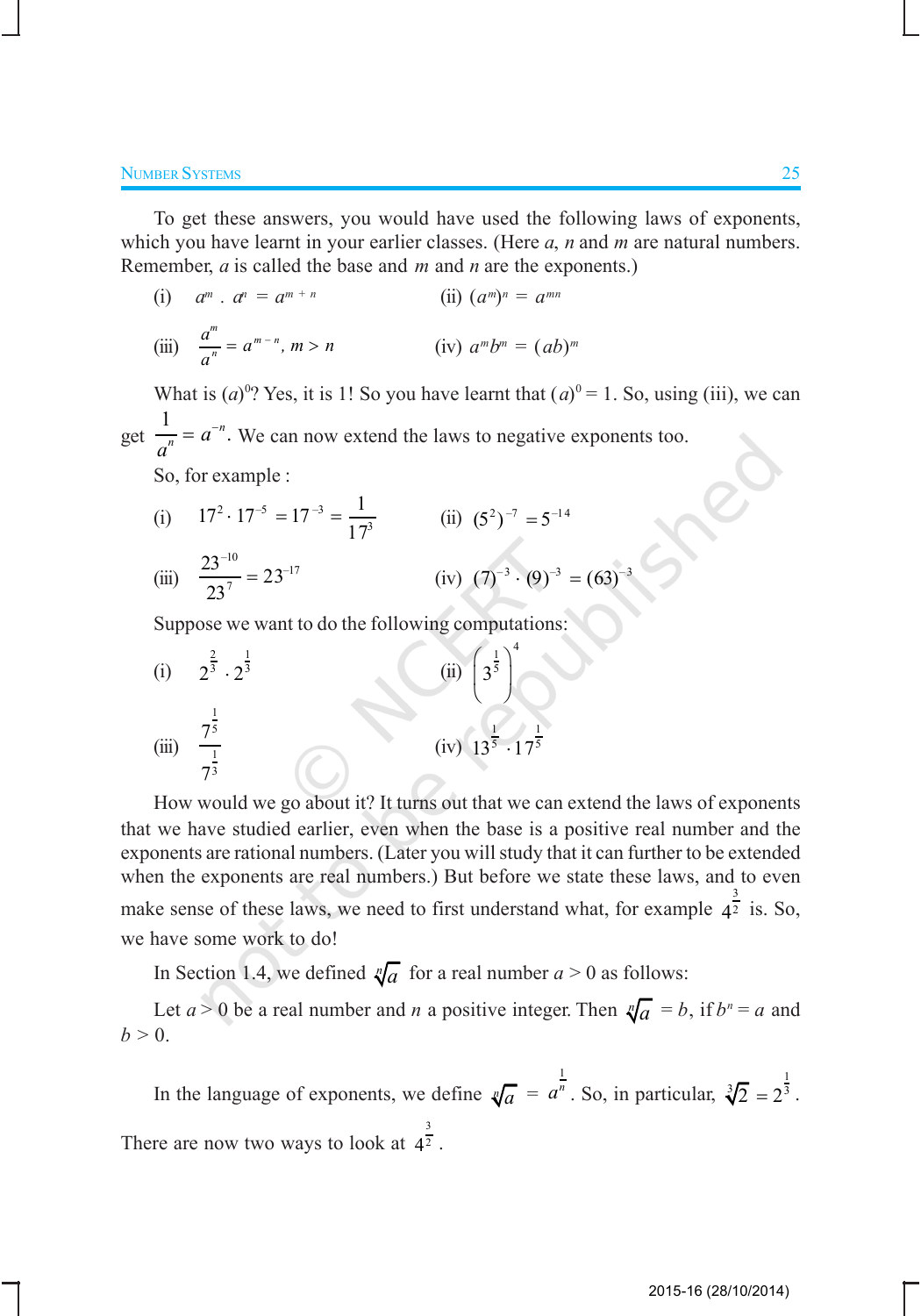To get these answers, you would have used the following laws of exponents, which you have learnt in your earlier classes. (Here $a$, $n$ and $m$ are natural numbers. Remember, $a$ is called the base and $m$ and $n$ are the exponents.)

(i) $a^m \cdot a^n = a^{m+n}$ (ii) $(a^m)^n = a^{mn}$

(iii) $\dfrac{a^m}{a^n} = a^{m-n}, m > n$ (iv) $a^m b^m = (ab)^m$

What is $(a)^0$? Yes, it is 1! So you have learnt that $(a)^0 = 1$. So, using (iii), we can get $\dfrac{1}{a^n} = a^{-n}$. We can now extend the laws to negative exponents too.

So, for example :

(i) $17^2 \cdot 17^{-5} = 17^{-3} = \dfrac{1}{17^3}$ (ii) $(5^2)^{-7} = 5^{-14}$

(iii) $\dfrac{23^{-10}}{23^7} = 23^{-17}$ (iv) $(7)^{-3} \cdot (9)^{-3} = (63)^{-3}$

Suppose we want to do the following computations:

(i) $2^{\frac{2}{3}} \cdot 2^{\frac{1}{3}}$ (ii) $\left(3^{\frac{1}{5}}\right)^4$

(iii) $\dfrac{7^{\frac{1}{5}}}{7^{\frac{1}{3}}}$ (iv) $13^{\frac{1}{5}} \cdot 17^{\frac{1}{5}}$

How would we go about it? It turns out that we can extend the laws of exponents that we have studied earlier, even when the base is a positive real number and the exponents are rational numbers. (Later you will study that it can further to be extended when the exponents are real numbers.) But before we state these laws, and to even make sense of these laws, we need to first understand what, for example $4^{\frac{3}{2}}$ is. So, we have some work to do!

In Section 1.4, we defined $\sqrt[n]{a}$ for a real number $a > 0$ as follows:

Let $a > 0$ be a real number and $n$ a positive integer. Then $\sqrt[n]{a} = b$, if $b^n = a$ and $b > 0$.

In the language of exponents, we define $\sqrt[n]{a} = a^{\frac{1}{n}}$. So, in particular, $\sqrt[3]{2} = 2^{\frac{1}{3}}$.

There are now two ways to look at $4^{\frac{3}{2}}$.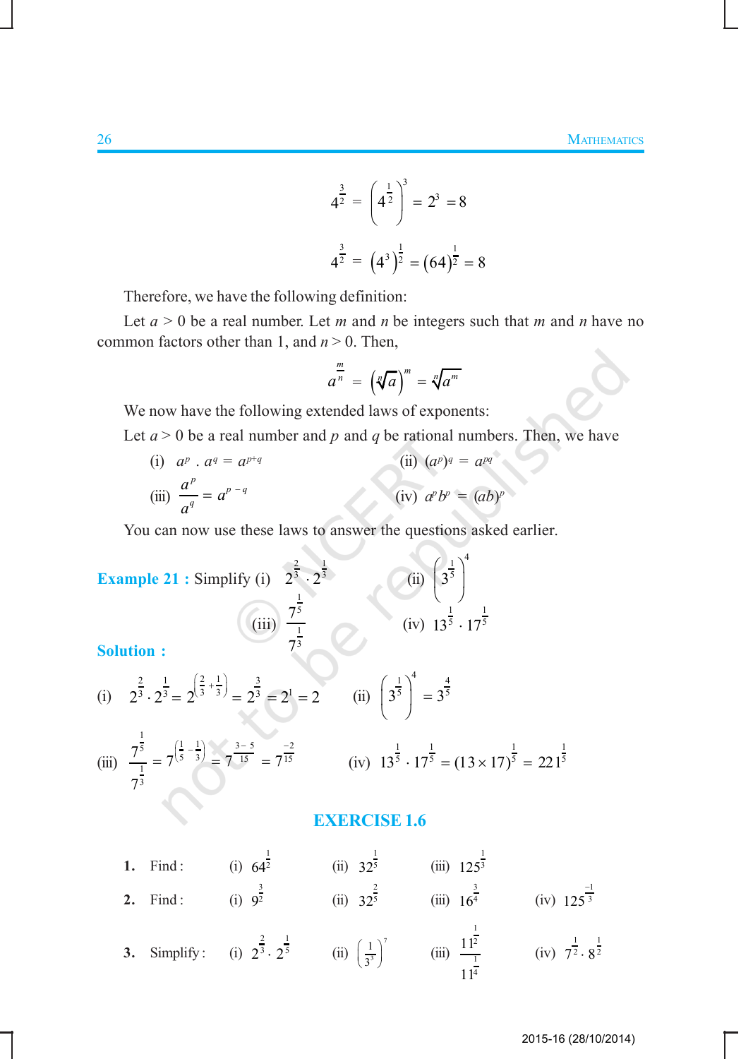$$4^{\frac{3}{2}} = \left(4^{\frac{1}{2}}\right)^3 = 2^3 = 8$$

$$4^{\frac{3}{2}} = \left(4^3\right)^{\frac{1}{2}} = (64)^{\frac{1}{2}} = 8$$

Therefore, we have the following definition:

Let $a > 0$ be a real number. Let $m$ and $n$ be integers such that $m$ and $n$ have no common factors other than 1, and $n > 0$. Then,

$$a^{\frac{m}{n}} = \left(\sqrt[n]{a}\right)^m = \sqrt[n]{a^m}$$

We now have the following extended laws of exponents:

Let $a > 0$ be a real number and $p$ and $q$ be rational numbers. Then, we have

(i) $a^p \cdot a^q = a^{p+q}$ (ii) $(a^p)^q = a^{pq}$

(iii) $\dfrac{a^p}{a^q} = a^{p-q}$ (iv) $a^p b^p = (ab)^p$

You can now use these laws to answer the questions asked earlier.

**Example 21 :** Simplify (i) $2^{\frac{2}{3}} \cdot 2^{\frac{1}{3}}$ (ii) $\left(3^{\frac{1}{5}}\right)^4$

(iii) $\dfrac{7^{\frac{1}{5}}}{7^{\frac{1}{3}}}$ (iv) $13^{\frac{1}{5}} \cdot 17^{\frac{1}{5}}$

**Solution :**

(i) $2^{\frac{2}{3}} \cdot 2^{\frac{1}{3}} = 2^{\left(\frac{2}{3}+\frac{1}{3}\right)} = 2^{\frac{3}{3}} = 2^1 = 2$ (ii) $\left(3^{\frac{1}{5}}\right)^4 = 3^{\frac{4}{5}}$

(iii) $\dfrac{7^{\frac{1}{5}}}{7^{\frac{1}{3}}} = 7^{\left(\frac{1}{5}-\frac{1}{3}\right)} = 7^{\frac{3-5}{15}} = 7^{\frac{-2}{15}}$ (iv) $13^{\frac{1}{5}} \cdot 17^{\frac{1}{5}} = (13 \times 17)^{\frac{1}{5}} = 221^{\frac{1}{5}}$

## EXERCISE 1.6

1. Find : (i) $64^{\frac{1}{2}}$ (ii) $32^{\frac{1}{5}}$ (iii) $125^{\frac{1}{3}}$

2. Find : (i) $9^{\frac{3}{2}}$ (ii) $32^{\frac{2}{5}}$ (iii) $16^{\frac{3}{4}}$ (iv) $125^{\frac{-1}{3}}$

3. Simplify : (i) $2^{\frac{2}{3}} \cdot 2^{\frac{1}{5}}$ (ii) $\left(\dfrac{1}{3^3}\right)^7$ (iii) $\dfrac{11^{\frac{1}{2}}}{11^{\frac{1}{4}}}$ (iv) $7^{\frac{1}{2}} \cdot 8^{\frac{1}{2}}$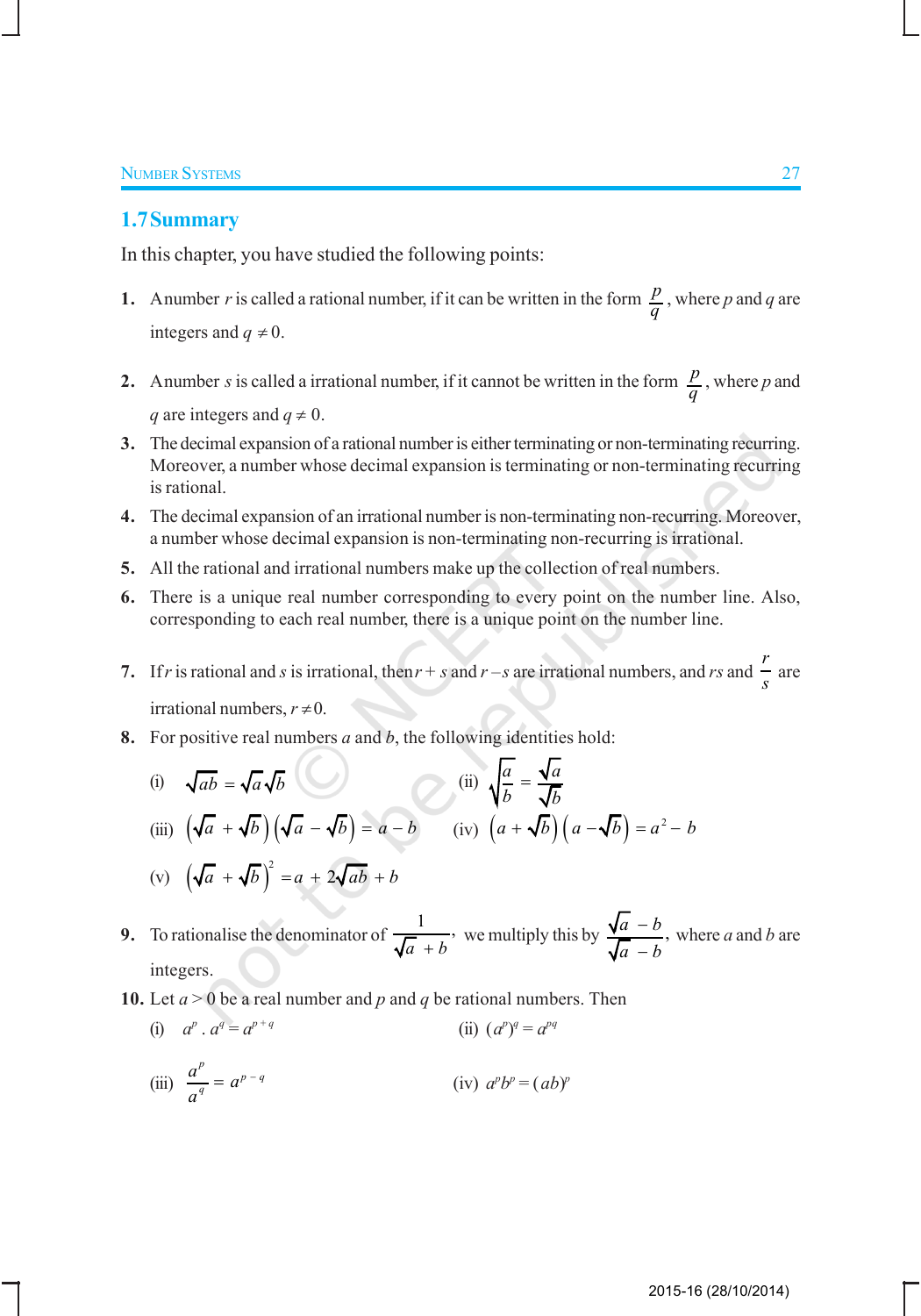## 1.7 Summary

In this chapter, you have studied the following points:

1. A number $r$ is called a rational number, if it can be written in the form $\frac{p}{q}$, where $p$ and $q$ are integers and $q \neq 0$.

2. A number $s$ is called a irrational number, if it cannot be written in the form $\frac{p}{q}$, where $p$ and $q$ are integers and $q \neq 0$.

3. The decimal expansion of a rational number is either terminating or non-terminating recurring. Moreover, a number whose decimal expansion is terminating or non-terminating recurring is rational.

4. The decimal expansion of an irrational number is non-terminating non-recurring. Moreover, a number whose decimal expansion is non-terminating non-recurring is irrational.

5. All the rational and irrational numbers make up the collection of real numbers.

6. There is a unique real number corresponding to every point on the number line. Also, corresponding to each real number, there is a unique point on the number line.

7. If $r$ is rational and $s$ is irrational, then $r + s$ and $r - s$ are irrational numbers, and $rs$ and $\frac{r}{s}$ are irrational numbers, $r \neq 0$.

8. For positive real numbers $a$ and $b$, the following identities hold:

   (i) $\sqrt{ab} = \sqrt{a}\sqrt{b}$ (ii) $\sqrt{\frac{a}{b}} = \frac{\sqrt{a}}{\sqrt{b}}$

   (iii) $\left(\sqrt{a} + \sqrt{b}\right)\left(\sqrt{a} - \sqrt{b}\right) = a - b$ (iv) $\left(a + \sqrt{b}\right)\left(a - \sqrt{b}\right) = a^2 - b$

   (v) $\left(\sqrt{a} + \sqrt{b}\right)^2 = a + 2\sqrt{ab} + b$

9. To rationalise the denominator of $\frac{1}{\sqrt{a} + b}$, we multiply this by $\frac{\sqrt{a} - b}{\sqrt{a} - b}$, where $a$ and $b$ are integers.

10. Let $a > 0$ be a real number and $p$ and $q$ be rational numbers. Then

    (i) $a^p \cdot a^q = a^{p+q}$ (ii) $(a^p)^q = a^{pq}$

    (iii) $\frac{a^p}{a^q} = a^{p-q}$ (iv) $a^p b^p = (ab)^p$